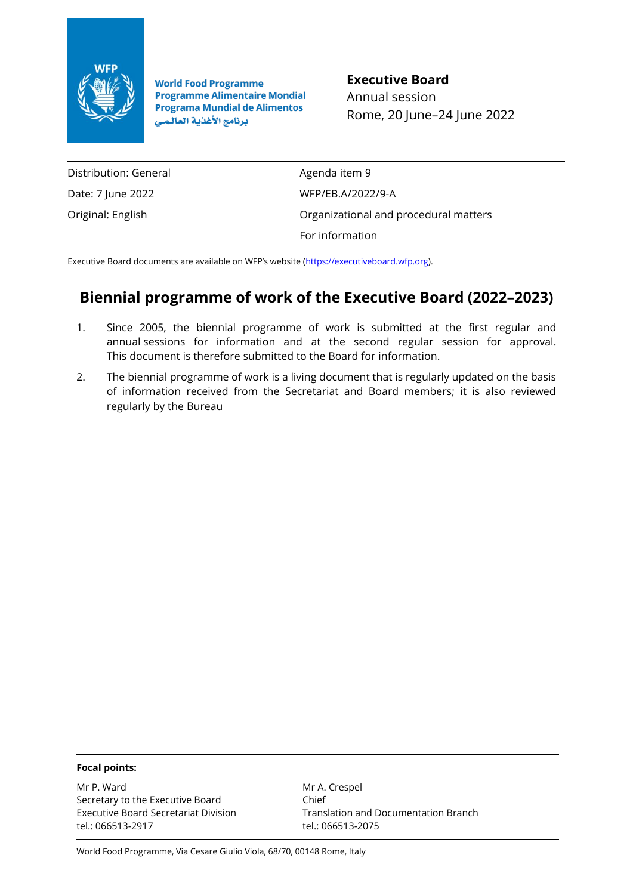World Food Programme
Programme Alimentaire Mondial
Programa Mundial de Alimentos
برنامج الأغذية العالمي

**Executive Board**
Annual session
Rome, 20 June–24 June 2022

| | |
|---|---|
| Distribution: General | Agenda item 9 |
| Date: 7 June 2022 | WFP/EB.A/2022/9-A |
| Original: English | Organizational and procedural matters |
| | For information |

Executive Board documents are available on WFP's website (https://executiveboard.wfp.org).

# Biennial programme of work of the Executive Board (2022–2023)

1. Since 2005, the biennial programme of work is submitted at the first regular and annual sessions for information and at the second regular session for approval. This document is therefore submitted to the Board for information.

2. The biennial programme of work is a living document that is regularly updated on the basis of information received from the Secretariat and Board members; it is also reviewed regularly by the Bureau

**Focal points:**

Mr P. Ward
Secretary to the Executive Board
Executive Board Secretariat Division
tel.: 066513-2917

Mr A. Crespel
Chief
Translation and Documentation Branch
tel.: 066513-2075

World Food Programme, Via Cesare Giulio Viola, 68/70, 00148 Rome, Italy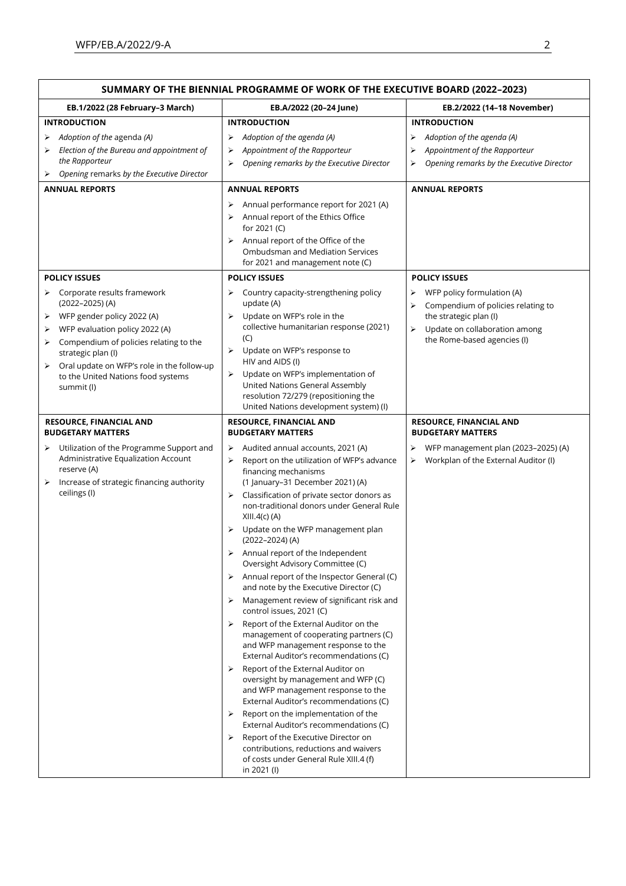| SUMMARY OF THE BIENNIAL PROGRAMME OF WORK OF THE EXECUTIVE BOARD (2022–2023) | | |
|---|---|---|
| **EB.1/2022 (28 February–3 March)** | **EB.A/2022 (20–24 June)** | **EB.2/2022 (14–18 November)** |
| **INTRODUCTION**<br>➢ *Adoption of the* agenda *(A)*<br>➢ *Election of the Bureau and appointment of the Rapporteur*<br>➢ *Opening* remarks *by the Executive Director* | **INTRODUCTION**<br>➢ *Adoption of the agenda (A)*<br>➢ *Appointment of the Rapporteur*<br>➢ *Opening remarks by the Executive Director* | **INTRODUCTION**<br>➢ *Adoption of the agenda (A)*<br>➢ *Appointment of the Rapporteur*<br>➢ *Opening remarks by the Executive Director* |
| **ANNUAL REPORTS** | **ANNUAL REPORTS**<br>➢ Annual performance report for 2021 (A)<br>➢ Annual report of the Ethics Office for 2021 (C)<br>➢ Annual report of the Office of the Ombudsman and Mediation Services for 2021 and management note (C) | **ANNUAL REPORTS** |
| **POLICY ISSUES**<br>➢ Corporate results framework (2022–2025) (A)<br>➢ WFP gender policy 2022 (A)<br>➢ WFP evaluation policy 2022 (A)<br>➢ Compendium of policies relating to the strategic plan (I)<br>➢ Oral update on WFP's role in the follow-up to the United Nations food systems summit (I) | **POLICY ISSUES**<br>➢ Country capacity-strengthening policy update (A)<br>➢ Update on WFP's role in the collective humanitarian response (2021) (C)<br>➢ Update on WFP's response to HIV and AIDS (I)<br>➢ Update on WFP's implementation of United Nations General Assembly resolution 72/279 (repositioning the United Nations development system) (I) | **POLICY ISSUES**<br>➢ WFP policy formulation (A)<br>➢ Compendium of policies relating to the strategic plan (I)<br>➢ Update on collaboration among the Rome-based agencies (I) |
| **RESOURCE, FINANCIAL AND BUDGETARY MATTERS**<br>➢ Utilization of the Programme Support and Administrative Equalization Account reserve (A)<br>➢ Increase of strategic financing authority ceilings (I) | **RESOURCE, FINANCIAL AND BUDGETARY MATTERS**<br>➢ Audited annual accounts, 2021 (A)<br>➢ Report on the utilization of WFP's advance financing mechanisms (1 January–31 December 2021) (A)<br>➢ Classification of private sector donors as non-traditional donors under General Rule XIII.4(c) (A)<br>➢ Update on the WFP management plan (2022–2024) (A)<br>➢ Annual report of the Independent Oversight Advisory Committee (C)<br>➢ Annual report of the Inspector General (C) and note by the Executive Director (C)<br>➢ Management review of significant risk and control issues, 2021 (C)<br>➢ Report of the External Auditor on the management of cooperating partners (C) and WFP management response to the External Auditor's recommendations (C)<br>➢ Report of the External Auditor on oversight by management and WFP (C) and WFP management response to the External Auditor's recommendations (C)<br>➢ Report on the implementation of the External Auditor's recommendations (C)<br>➢ Report of the Executive Director on contributions, reductions and waivers of costs under General Rule XIII.4 (f) in 2021 (I) | **RESOURCE, FINANCIAL AND BUDGETARY MATTERS**<br>➢ WFP management plan (2023–2025) (A)<br>➢ Workplan of the External Auditor (I) |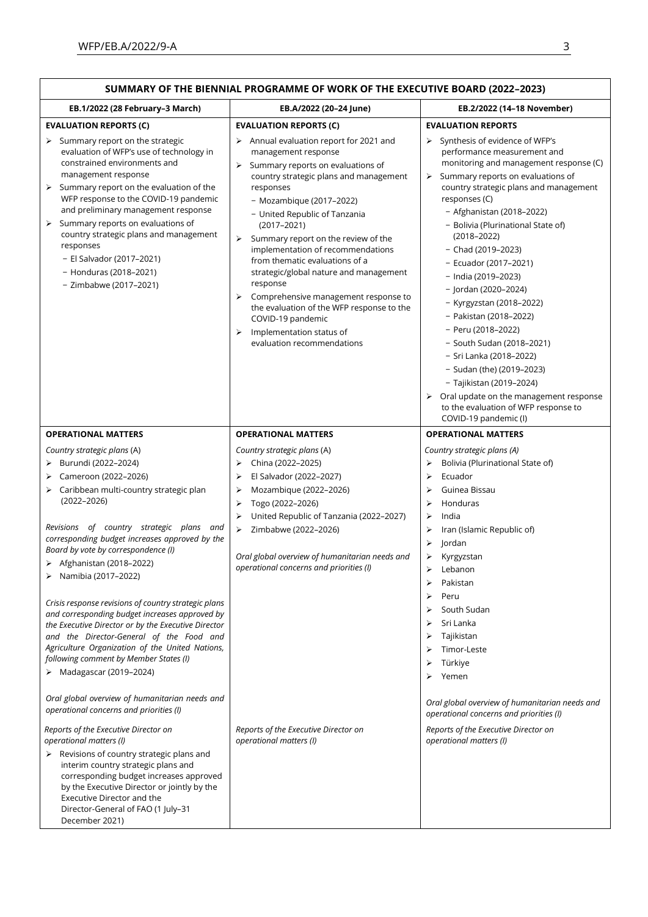| SUMMARY OF THE BIENNIAL PROGRAMME OF WORK OF THE EXECUTIVE BOARD (2022–2023) | | |
|---|---|---|
| **EB.1/2022 (28 February–3 March)** | **EB.A/2022 (20–24 June)** | **EB.2/2022 (14–18 November)** |
| **EVALUATION REPORTS (C)**<br>➢ Summary report on the strategic evaluation of WFP's use of technology in constrained environments and management response<br>➢ Summary report on the evaluation of the WFP response to the COVID-19 pandemic and preliminary management response<br>➢ Summary reports on evaluations of country strategic plans and management responses<br>− El Salvador (2017–2021)<br>− Honduras (2018–2021)<br>− Zimbabwe (2017–2021) | **EVALUATION REPORTS (C)**<br>➢ Annual evaluation report for 2021 and management response<br>➢ Summary reports on evaluations of country strategic plans and management responses<br>− Mozambique (2017–2022)<br>− United Republic of Tanzania (2017–2021)<br>➢ Summary report on the review of the implementation of recommendations from thematic evaluations of a strategic/global nature and management response<br>➢ Comprehensive management response to the evaluation of the WFP response to the COVID-19 pandemic<br>➢ Implementation status of evaluation recommendations | **EVALUATION REPORTS**<br>➢ Synthesis of evidence of WFP's performance measurement and monitoring and management response (C)<br>➢ Summary reports on evaluations of country strategic plans and management responses (C)<br>− Afghanistan (2018–2022)<br>− Bolivia (Plurinational State of) (2018–2022)<br>− Chad (2019–2023)<br>− Ecuador (2017–2021)<br>− India (2019–2023)<br>− Jordan (2020–2024)<br>− Kyrgyzstan (2018–2022)<br>− Pakistan (2018–2022)<br>− Peru (2018–2022)<br>− South Sudan (2018–2021)<br>− Sri Lanka (2018–2022)<br>− Sudan (the) (2019–2023)<br>− Tajikistan (2019–2024)<br>➢ Oral update on the management response to the evaluation of WFP response to COVID-19 pandemic (I) |
| **OPERATIONAL MATTERS**<br>*Country strategic plans* (A)<br>➢ Burundi (2022–2024)<br>➢ Cameroon (2022–2026)<br>➢ Caribbean multi-country strategic plan (2022–2026)<br><br>*Revisions of country strategic plans and corresponding budget increases approved by the Board by vote by correspondence (I)*<br>➢ Afghanistan (2018–2022)<br>➢ Namibia (2017–2022)<br><br>*Crisis response revisions of country strategic plans and corresponding budget increases approved by the Executive Director or by the Executive Director and the Director-General of the Food and Agriculture Organization of the United Nations, following comment by Member States (I)*<br>➢ Madagascar (2019–2024)<br><br>*Oral global overview of humanitarian needs and operational concerns and priorities (I)*<br><br>*Reports of the Executive Director on operational matters (I)*<br>➢ Revisions of country strategic plans and interim country strategic plans and corresponding budget increases approved by the Executive Director or jointly by the Executive Director and the Director-General of FAO (1 July–31 December 2021) | **OPERATIONAL MATTERS**<br>*Country strategic plans* (A)<br>➢ China (2022–2025)<br>➢ El Salvador (2022–2027)<br>➢ Mozambique (2022–2026)<br>➢ Togo (2022–2026)<br>➢ United Republic of Tanzania (2022–2027)<br>➢ Zimbabwe (2022–2026)<br><br>*Oral global overview of humanitarian needs and operational concerns and priorities (I)*<br><br>*Reports of the Executive Director on operational matters (I)* | **OPERATIONAL MATTERS**<br>*Country strategic plans (A)*<br>➢ Bolivia (Plurinational State of)<br>➢ Ecuador<br>➢ Guinea Bissau<br>➢ Honduras<br>➢ India<br>➢ Iran (Islamic Republic of)<br>➢ Jordan<br>➢ Kyrgyzstan<br>➢ Lebanon<br>➢ Pakistan<br>➢ Peru<br>➢ South Sudan<br>➢ Sri Lanka<br>➢ Tajikistan<br>➢ Timor-Leste<br>➢ Türkiye<br>➢ Yemen<br><br>*Oral global overview of humanitarian needs and operational concerns and priorities (I)*<br><br>*Reports of the Executive Director on operational matters (I)* |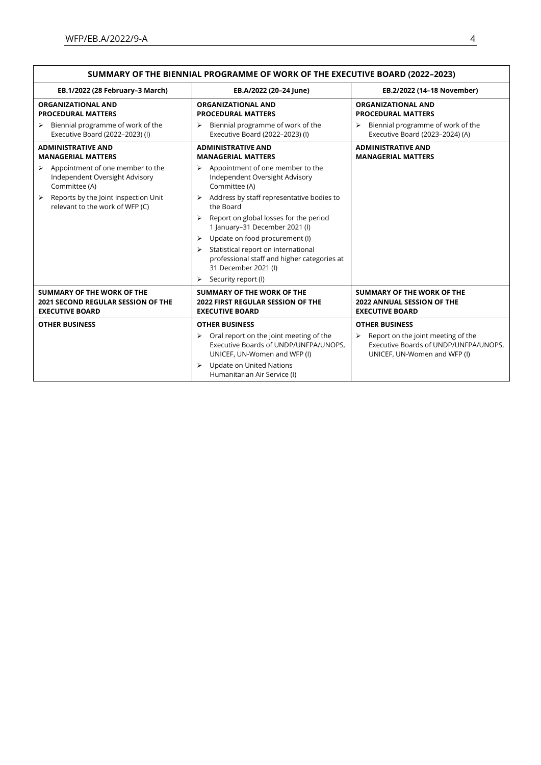| SUMMARY OF THE BIENNIAL PROGRAMME OF WORK OF THE EXECUTIVE BOARD (2022–2023) | | |
|---|---|---|
| **EB.1/2022 (28 February–3 March)** | **EB.A/2022 (20–24 June)** | **EB.2/2022 (14–18 November)** |
| **ORGANIZATIONAL AND PROCEDURAL MATTERS**<br>➢ Biennial programme of work of the Executive Board (2022–2023) (I) | **ORGANIZATIONAL AND PROCEDURAL MATTERS**<br>➢ Biennial programme of work of the Executive Board (2022–2023) (I) | **ORGANIZATIONAL AND PROCEDURAL MATTERS**<br>➢ Biennial programme of work of the Executive Board (2023–2024) (A) |
| **ADMINISTRATIVE AND MANAGERIAL MATTERS**<br>➢ Appointment of one member to the Independent Oversight Advisory Committee (A)<br>➢ Reports by the Joint Inspection Unit relevant to the work of WFP (C) | **ADMINISTRATIVE AND MANAGERIAL MATTERS**<br>➢ Appointment of one member to the Independent Oversight Advisory Committee (A)<br>➢ Address by staff representative bodies to the Board<br>➢ Report on global losses for the period 1 January–31 December 2021 (I)<br>➢ Update on food procurement (I)<br>➢ Statistical report on international professional staff and higher categories at 31 December 2021 (I)<br>➢ Security report (I) | **ADMINISTRATIVE AND MANAGERIAL MATTERS** |
| **SUMMARY OF THE WORK OF THE 2021 SECOND REGULAR SESSION OF THE EXECUTIVE BOARD** | **SUMMARY OF THE WORK OF THE 2022 FIRST REGULAR SESSION OF THE EXECUTIVE BOARD** | **SUMMARY OF THE WORK OF THE 2022 ANNUAL SESSION OF THE EXECUTIVE BOARD** |
| **OTHER BUSINESS** | **OTHER BUSINESS**<br>➢ Oral report on the joint meeting of the Executive Boards of UNDP/UNFPA/UNOPS, UNICEF, UN-Women and WFP (I)<br>➢ Update on United Nations Humanitarian Air Service (I) | **OTHER BUSINESS**<br>➢ Report on the joint meeting of the Executive Boards of UNDP/UNFPA/UNOPS, UNICEF, UN-Women and WFP (I) |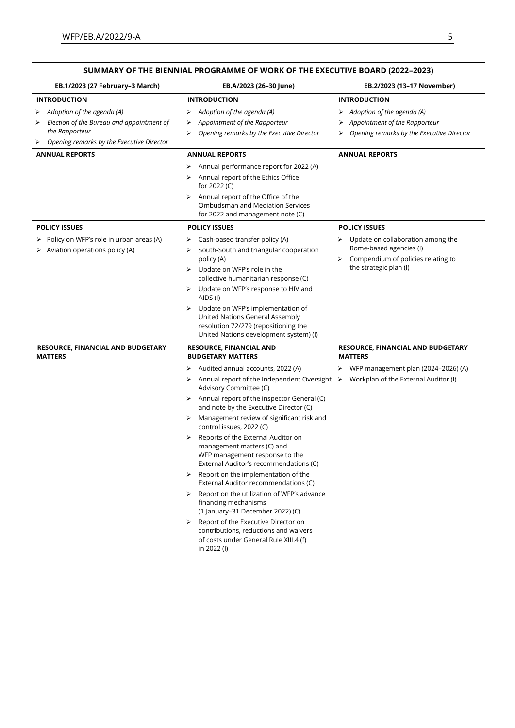| SUMMARY OF THE BIENNIAL PROGRAMME OF WORK OF THE EXECUTIVE BOARD (2022–2023) | | |
|---|---|---|
| **EB.1/2023 (27 February–3 March)** | **EB.A/2023 (26–30 June)** | **EB.2/2023 (13–17 November)** |
| **INTRODUCTION**<br>➢ *Adoption of the agenda (A)*<br>➢ *Election of the Bureau and appointment of the Rapporteur*<br>➢ *Opening remarks by the Executive Director* | **INTRODUCTION**<br>➢ *Adoption of the agenda (A)*<br>➢ *Appointment of the Rapporteur*<br>➢ *Opening remarks by the Executive Director* | **INTRODUCTION**<br>➢ *Adoption of the agenda (A)*<br>➢ *Appointment of the Rapporteur*<br>➢ *Opening remarks by the Executive Director* |
| **ANNUAL REPORTS** | **ANNUAL REPORTS**<br>➢ Annual performance report for 2022 (A)<br>➢ Annual report of the Ethics Office for 2022 (C)<br>➢ Annual report of the Office of the Ombudsman and Mediation Services for 2022 and management note (C) | **ANNUAL REPORTS** |
| **POLICY ISSUES**<br>➢ Policy on WFP's role in urban areas (A)<br>➢ Aviation operations policy (A) | **POLICY ISSUES**<br>➢ Cash-based transfer policy (A)<br>➢ South-South and triangular cooperation policy (A)<br>➢ Update on WFP's role in the collective humanitarian response (C)<br>➢ Update on WFP's response to HIV and AIDS (I)<br>➢ Update on WFP's implementation of United Nations General Assembly resolution 72/279 (repositioning the United Nations development system) (I) | **POLICY ISSUES**<br>➢ Update on collaboration among the Rome-based agencies (I)<br>➢ Compendium of policies relating to the strategic plan (I) |
| **RESOURCE, FINANCIAL AND BUDGETARY MATTERS** | **RESOURCE, FINANCIAL AND BUDGETARY MATTERS**<br>➢ Audited annual accounts, 2022 (A)<br>➢ Annual report of the Independent Oversight Advisory Committee (C)<br>➢ Annual report of the Inspector General (C) and note by the Executive Director (C)<br>➢ Management review of significant risk and control issues, 2022 (C)<br>➢ Reports of the External Auditor on management matters (C) and WFP management response to the External Auditor's recommendations (C)<br>➢ Report on the implementation of the External Auditor recommendations (C)<br>➢ Report on the utilization of WFP's advance financing mechanisms (1 January–31 December 2022) (C)<br>➢ Report of the Executive Director on contributions, reductions and waivers of costs under General Rule XIII.4 (f) in 2022 (I) | **RESOURCE, FINANCIAL AND BUDGETARY MATTERS**<br>➢ WFP management plan (2024–2026) (A)<br>➢ Workplan of the External Auditor (I) |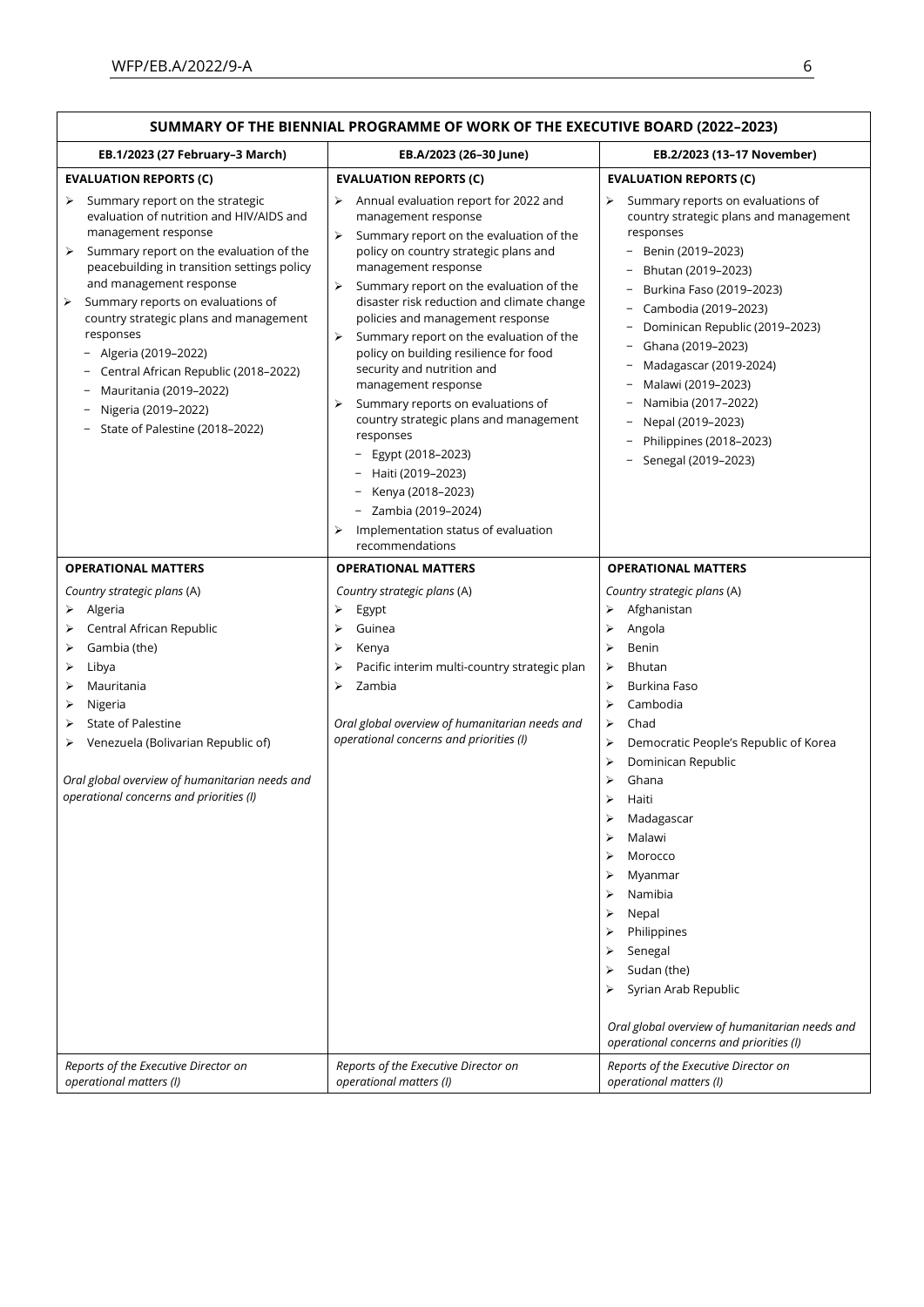| SUMMARY OF THE BIENNIAL PROGRAMME OF WORK OF THE EXECUTIVE BOARD (2022–2023) | | |
|---|---|---|
| **EB.1/2023 (27 February–3 March)** | **EB.A/2023 (26–30 June)** | **EB.2/2023 (13–17 November)** |
| **EVALUATION REPORTS (C)**<br>➢ Summary report on the strategic evaluation of nutrition and HIV/AIDS and management response<br>➢ Summary report on the evaluation of the peacebuilding in transition settings policy and management response<br>➢ Summary reports on evaluations of country strategic plans and management responses<br>− Algeria (2019–2022)<br>− Central African Republic (2018–2022)<br>− Mauritania (2019–2022)<br>− Nigeria (2019–2022)<br>− State of Palestine (2018–2022) | **EVALUATION REPORTS (C)**<br>➢ Annual evaluation report for 2022 and management response<br>➢ Summary report on the evaluation of the policy on country strategic plans and management response<br>➢ Summary report on the evaluation of the disaster risk reduction and climate change policies and management response<br>➢ Summary report on the evaluation of the policy on building resilience for food security and nutrition and management response<br>➢ Summary reports on evaluations of country strategic plans and management responses<br>− Egypt (2018–2023)<br>− Haiti (2019–2023)<br>− Kenya (2018–2023)<br>− Zambia (2019–2024)<br>➢ Implementation status of evaluation recommendations | **EVALUATION REPORTS (C)**<br>➢ Summary reports on evaluations of country strategic plans and management responses<br>− Benin (2019–2023)<br>− Bhutan (2019–2023)<br>− Burkina Faso (2019–2023)<br>− Cambodia (2019–2023)<br>− Dominican Republic (2019–2023)<br>− Ghana (2019–2023)<br>− Madagascar (2019-2024)<br>− Malawi (2019–2023)<br>− Namibia (2017–2022)<br>− Nepal (2019–2023)<br>− Philippines (2018–2023)<br>− Senegal (2019–2023) |
| **OPERATIONAL MATTERS**<br>*Country strategic plans* (A)<br>➢ Algeria<br>➢ Central African Republic<br>➢ Gambia (the)<br>➢ Libya<br>➢ Mauritania<br>➢ Nigeria<br>➢ State of Palestine<br>➢ Venezuela (Bolivarian Republic of)<br><br>*Oral global overview of humanitarian needs and operational concerns and priorities (I)* | **OPERATIONAL MATTERS**<br>*Country strategic plans* (A)<br>➢ Egypt<br>➢ Guinea<br>➢ Kenya<br>➢ Pacific interim multi-country strategic plan<br>➢ Zambia<br><br>*Oral global overview of humanitarian needs and operational concerns and priorities (I)* | **OPERATIONAL MATTERS**<br>*Country strategic plans* (A)<br>➢ Afghanistan<br>➢ Angola<br>➢ Benin<br>➢ Bhutan<br>➢ Burkina Faso<br>➢ Cambodia<br>➢ Chad<br>➢ Democratic People's Republic of Korea<br>➢ Dominican Republic<br>➢ Ghana<br>➢ Haiti<br>➢ Madagascar<br>➢ Malawi<br>➢ Morocco<br>➢ Myanmar<br>➢ Namibia<br>➢ Nepal<br>➢ Philippines<br>➢ Senegal<br>➢ Sudan (the)<br>➢ Syrian Arab Republic<br><br>*Oral global overview of humanitarian needs and operational concerns and priorities (I)* |
| *Reports of the Executive Director on operational matters (I)* | *Reports of the Executive Director on operational matters (I)* | *Reports of the Executive Director on operational matters (I)* |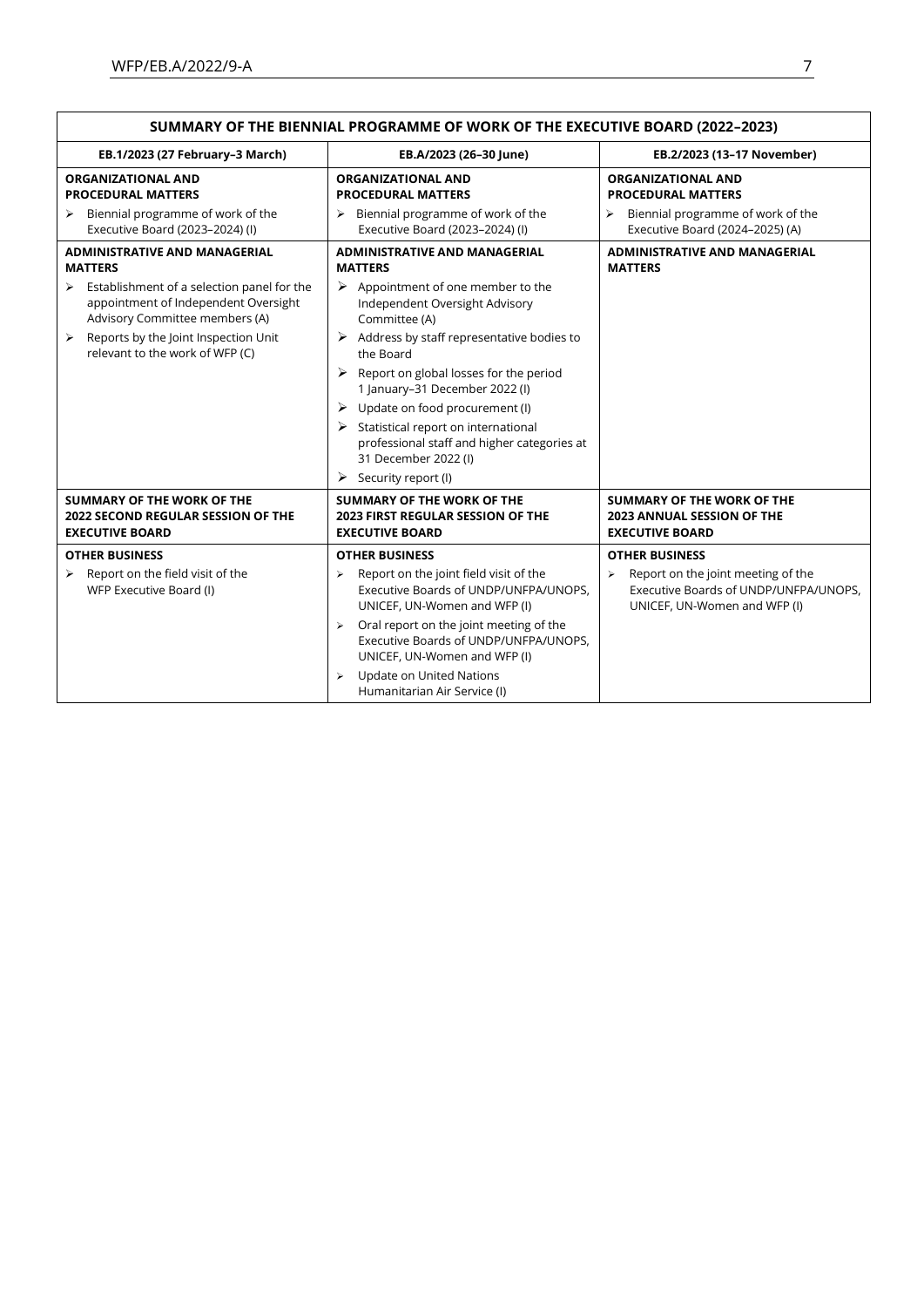| SUMMARY OF THE BIENNIAL PROGRAMME OF WORK OF THE EXECUTIVE BOARD (2022–2023) | | |
|---|---|---|
| **EB.1/2023 (27 February–3 March)** | **EB.A/2023 (26–30 June)** | **EB.2/2023 (13–17 November)** |
| **ORGANIZATIONAL AND PROCEDURAL MATTERS**<br>➢ Biennial programme of work of the Executive Board (2023–2024) (I) | **ORGANIZATIONAL AND PROCEDURAL MATTERS**<br>➢ Biennial programme of work of the Executive Board (2023–2024) (I) | **ORGANIZATIONAL AND PROCEDURAL MATTERS**<br>➢ Biennial programme of work of the Executive Board (2024–2025) (A) |
| **ADMINISTRATIVE AND MANAGERIAL MATTERS**<br>➢ Establishment of a selection panel for the appointment of Independent Oversight Advisory Committee members (A)<br>➢ Reports by the Joint Inspection Unit relevant to the work of WFP (C) | **ADMINISTRATIVE AND MANAGERIAL MATTERS**<br>➢ Appointment of one member to the Independent Oversight Advisory Committee (A)<br>➢ Address by staff representative bodies to the Board<br>➢ Report on global losses for the period 1 January–31 December 2022 (I)<br>➢ Update on food procurement (I)<br>➢ Statistical report on international professional staff and higher categories at 31 December 2022 (I)<br>➢ Security report (I) | **ADMINISTRATIVE AND MANAGERIAL MATTERS** |
| **SUMMARY OF THE WORK OF THE 2022 SECOND REGULAR SESSION OF THE EXECUTIVE BOARD** | **SUMMARY OF THE WORK OF THE 2023 FIRST REGULAR SESSION OF THE EXECUTIVE BOARD** | **SUMMARY OF THE WORK OF THE 2023 ANNUAL SESSION OF THE EXECUTIVE BOARD** |
| **OTHER BUSINESS**<br>➢ Report on the field visit of the WFP Executive Board (I) | **OTHER BUSINESS**<br>➢ Report on the joint field visit of the Executive Boards of UNDP/UNFPA/UNOPS, UNICEF, UN-Women and WFP (I)<br>➢ Oral report on the joint meeting of the Executive Boards of UNDP/UNFPA/UNOPS, UNICEF, UN-Women and WFP (I)<br>➢ Update on United Nations Humanitarian Air Service (I) | **OTHER BUSINESS**<br>➢ Report on the joint meeting of the Executive Boards of UNDP/UNFPA/UNOPS, UNICEF, UN-Women and WFP (I) |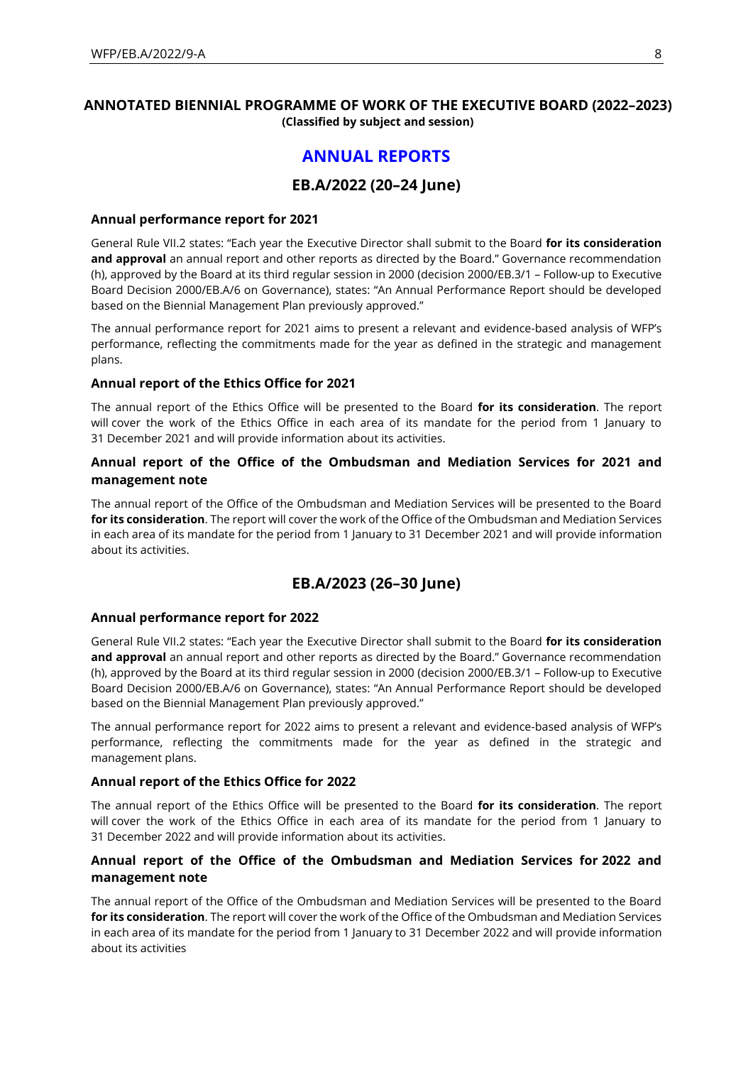# ANNOTATED BIENNIAL PROGRAMME OF WORK OF THE EXECUTIVE BOARD (2022–2023)

**(Classified by subject and session)**

## ANNUAL REPORTS

### EB.A/2022 (20–24 June)

#### Annual performance report for 2021

General Rule VII.2 states: "Each year the Executive Director shall submit to the Board **for its consideration and approval** an annual report and other reports as directed by the Board." Governance recommendation (h), approved by the Board at its third regular session in 2000 (decision 2000/EB.3/1 – Follow-up to Executive Board Decision 2000/EB.A/6 on Governance), states: "An Annual Performance Report should be developed based on the Biennial Management Plan previously approved."

The annual performance report for 2021 aims to present a relevant and evidence-based analysis of WFP's performance, reflecting the commitments made for the year as defined in the strategic and management plans.

#### Annual report of the Ethics Office for 2021

The annual report of the Ethics Office will be presented to the Board **for its consideration**. The report will cover the work of the Ethics Office in each area of its mandate for the period from 1 January to 31 December 2021 and will provide information about its activities.

#### Annual report of the Office of the Ombudsman and Mediation Services for 2021 and management note

The annual report of the Office of the Ombudsman and Mediation Services will be presented to the Board **for its consideration**. The report will cover the work of the Office of the Ombudsman and Mediation Services in each area of its mandate for the period from 1 January to 31 December 2021 and will provide information about its activities.

### EB.A/2023 (26–30 June)

#### Annual performance report for 2022

General Rule VII.2 states: "Each year the Executive Director shall submit to the Board **for its consideration and approval** an annual report and other reports as directed by the Board." Governance recommendation (h), approved by the Board at its third regular session in 2000 (decision 2000/EB.3/1 – Follow-up to Executive Board Decision 2000/EB.A/6 on Governance), states: "An Annual Performance Report should be developed based on the Biennial Management Plan previously approved."

The annual performance report for 2022 aims to present a relevant and evidence-based analysis of WFP's performance, reflecting the commitments made for the year as defined in the strategic and management plans.

#### Annual report of the Ethics Office for 2022

The annual report of the Ethics Office will be presented to the Board **for its consideration**. The report will cover the work of the Ethics Office in each area of its mandate for the period from 1 January to 31 December 2022 and will provide information about its activities.

#### Annual report of the Office of the Ombudsman and Mediation Services for 2022 and management note

The annual report of the Office of the Ombudsman and Mediation Services will be presented to the Board **for its consideration**. The report will cover the work of the Office of the Ombudsman and Mediation Services in each area of its mandate for the period from 1 January to 31 December 2022 and will provide information about its activities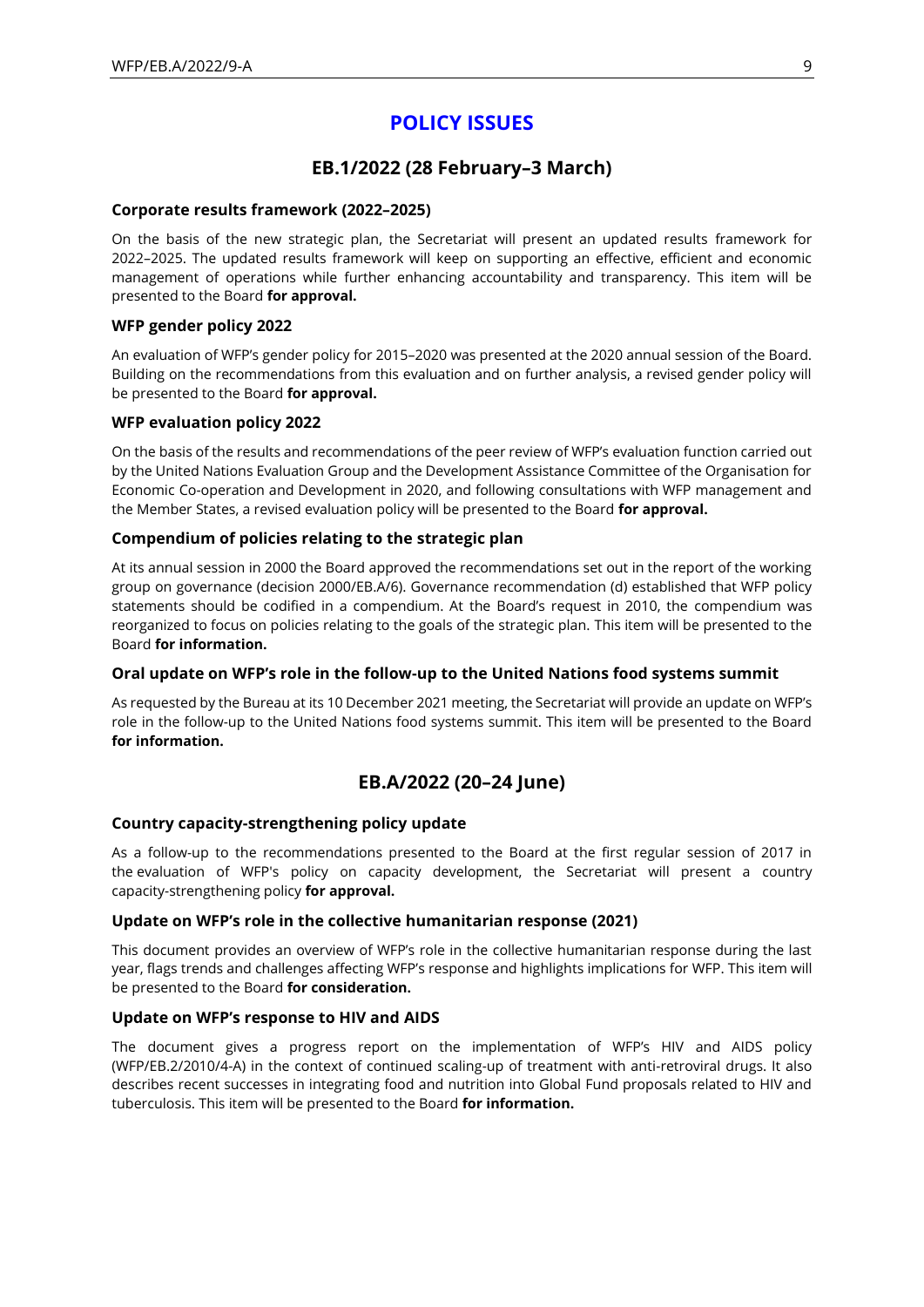# POLICY ISSUES

## EB.1/2022 (28 February–3 March)

### Corporate results framework (2022–2025)

On the basis of the new strategic plan, the Secretariat will present an updated results framework for 2022–2025. The updated results framework will keep on supporting an effective, efficient and economic management of operations while further enhancing accountability and transparency. This item will be presented to the Board **for approval.**

### WFP gender policy 2022

An evaluation of WFP's gender policy for 2015–2020 was presented at the 2020 annual session of the Board. Building on the recommendations from this evaluation and on further analysis, a revised gender policy will be presented to the Board **for approval.**

### WFP evaluation policy 2022

On the basis of the results and recommendations of the peer review of WFP's evaluation function carried out by the United Nations Evaluation Group and the Development Assistance Committee of the Organisation for Economic Co-operation and Development in 2020, and following consultations with WFP management and the Member States, a revised evaluation policy will be presented to the Board **for approval.**

### Compendium of policies relating to the strategic plan

At its annual session in 2000 the Board approved the recommendations set out in the report of the working group on governance (decision 2000/EB.A/6). Governance recommendation (d) established that WFP policy statements should be codified in a compendium. At the Board's request in 2010, the compendium was reorganized to focus on policies relating to the goals of the strategic plan. This item will be presented to the Board **for information.**

### Oral update on WFP's role in the follow-up to the United Nations food systems summit

As requested by the Bureau at its 10 December 2021 meeting, the Secretariat will provide an update on WFP's role in the follow-up to the United Nations food systems summit. This item will be presented to the Board **for information.**

## EB.A/2022 (20–24 June)

### Country capacity-strengthening policy update

As a follow-up to the recommendations presented to the Board at the first regular session of 2017 in the evaluation of WFP's policy on capacity development, the Secretariat will present a country capacity-strengthening policy **for approval.**

### Update on WFP's role in the collective humanitarian response (2021)

This document provides an overview of WFP's role in the collective humanitarian response during the last year, flags trends and challenges affecting WFP's response and highlights implications for WFP. This item will be presented to the Board **for consideration.**

### Update on WFP's response to HIV and AIDS

The document gives a progress report on the implementation of WFP's HIV and AIDS policy (WFP/EB.2/2010/4-A) in the context of continued scaling-up of treatment with anti-retroviral drugs. It also describes recent successes in integrating food and nutrition into Global Fund proposals related to HIV and tuberculosis. This item will be presented to the Board **for information.**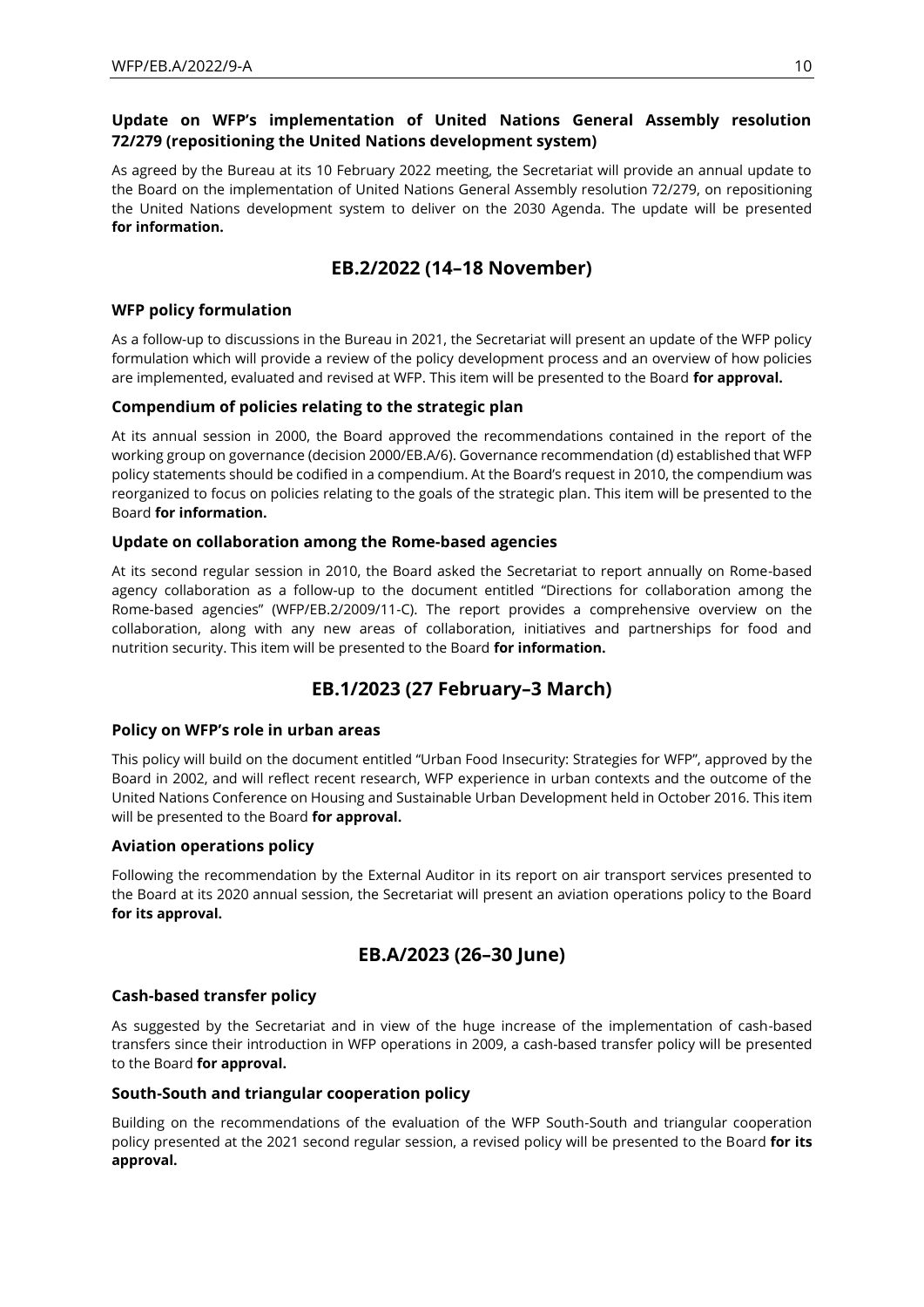### Update on WFP's implementation of United Nations General Assembly resolution 72/279 (repositioning the United Nations development system)

As agreed by the Bureau at its 10 February 2022 meeting, the Secretariat will provide an annual update to the Board on the implementation of United Nations General Assembly resolution 72/279, on repositioning the United Nations development system to deliver on the 2030 Agenda. The update will be presented **for information.**

## EB.2/2022 (14–18 November)

### WFP policy formulation

As a follow-up to discussions in the Bureau in 2021, the Secretariat will present an update of the WFP policy formulation which will provide a review of the policy development process and an overview of how policies are implemented, evaluated and revised at WFP. This item will be presented to the Board **for approval.**

### Compendium of policies relating to the strategic plan

At its annual session in 2000, the Board approved the recommendations contained in the report of the working group on governance (decision 2000/EB.A/6). Governance recommendation (d) established that WFP policy statements should be codified in a compendium. At the Board's request in 2010, the compendium was reorganized to focus on policies relating to the goals of the strategic plan. This item will be presented to the Board **for information.**

### Update on collaboration among the Rome-based agencies

At its second regular session in 2010, the Board asked the Secretariat to report annually on Rome-based agency collaboration as a follow-up to the document entitled "Directions for collaboration among the Rome-based agencies" (WFP/EB.2/2009/11-C). The report provides a comprehensive overview on the collaboration, along with any new areas of collaboration, initiatives and partnerships for food and nutrition security. This item will be presented to the Board **for information.**

## EB.1/2023 (27 February–3 March)

### Policy on WFP's role in urban areas

This policy will build on the document entitled "Urban Food Insecurity: Strategies for WFP", approved by the Board in 2002, and will reflect recent research, WFP experience in urban contexts and the outcome of the United Nations Conference on Housing and Sustainable Urban Development held in October 2016. This item will be presented to the Board **for approval.**

### Aviation operations policy

Following the recommendation by the External Auditor in its report on air transport services presented to the Board at its 2020 annual session, the Secretariat will present an aviation operations policy to the Board **for its approval.**

## EB.A/2023 (26–30 June)

### Cash-based transfer policy

As suggested by the Secretariat and in view of the huge increase of the implementation of cash-based transfers since their introduction in WFP operations in 2009, a cash-based transfer policy will be presented to the Board **for approval.**

### South-South and triangular cooperation policy

Building on the recommendations of the evaluation of the WFP South-South and triangular cooperation policy presented at the 2021 second regular session, a revised policy will be presented to the Board **for its approval.**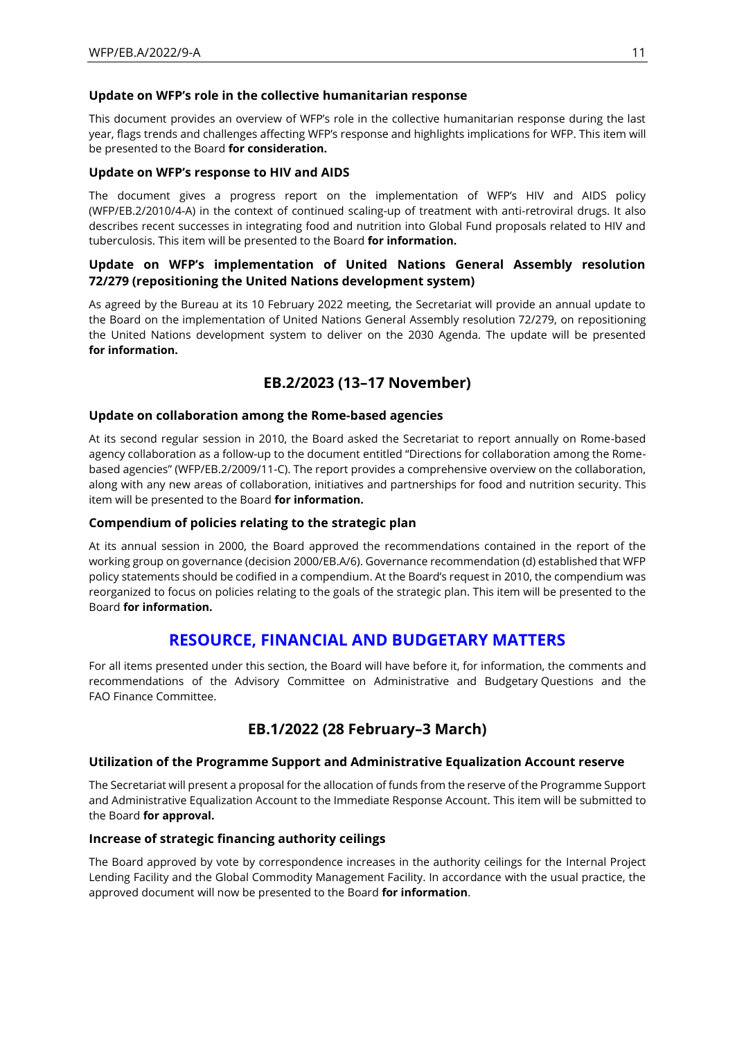#### Update on WFP's role in the collective humanitarian response

This document provides an overview of WFP's role in the collective humanitarian response during the last year, flags trends and challenges affecting WFP's response and highlights implications for WFP. This item will be presented to the Board **for consideration.**

#### Update on WFP's response to HIV and AIDS

The document gives a progress report on the implementation of WFP's HIV and AIDS policy (WFP/EB.2/2010/4-A) in the context of continued scaling-up of treatment with anti-retroviral drugs. It also describes recent successes in integrating food and nutrition into Global Fund proposals related to HIV and tuberculosis. This item will be presented to the Board **for information.**

#### Update on WFP's implementation of United Nations General Assembly resolution 72/279 (repositioning the United Nations development system)

As agreed by the Bureau at its 10 February 2022 meeting, the Secretariat will provide an annual update to the Board on the implementation of United Nations General Assembly resolution 72/279, on repositioning the United Nations development system to deliver on the 2030 Agenda. The update will be presented **for information.**

### EB.2/2023 (13–17 November)

#### Update on collaboration among the Rome-based agencies

At its second regular session in 2010, the Board asked the Secretariat to report annually on Rome-based agency collaboration as a follow-up to the document entitled "Directions for collaboration among the Rome-based agencies" (WFP/EB.2/2009/11-C). The report provides a comprehensive overview on the collaboration, along with any new areas of collaboration, initiatives and partnerships for food and nutrition security. This item will be presented to the Board **for information.**

#### Compendium of policies relating to the strategic plan

At its annual session in 2000, the Board approved the recommendations contained in the report of the working group on governance (decision 2000/EB.A/6). Governance recommendation (d) established that WFP policy statements should be codified in a compendium. At the Board's request in 2010, the compendium was reorganized to focus on policies relating to the goals of the strategic plan. This item will be presented to the Board **for information.**

## RESOURCE, FINANCIAL AND BUDGETARY MATTERS

For all items presented under this section, the Board will have before it, for information, the comments and recommendations of the Advisory Committee on Administrative and Budgetary Questions and the FAO Finance Committee.

### EB.1/2022 (28 February–3 March)

#### Utilization of the Programme Support and Administrative Equalization Account reserve

The Secretariat will present a proposal for the allocation of funds from the reserve of the Programme Support and Administrative Equalization Account to the Immediate Response Account. This item will be submitted to the Board **for approval.**

#### Increase of strategic financing authority ceilings

The Board approved by vote by correspondence increases in the authority ceilings for the Internal Project Lending Facility and the Global Commodity Management Facility. In accordance with the usual practice, the approved document will now be presented to the Board **for information**.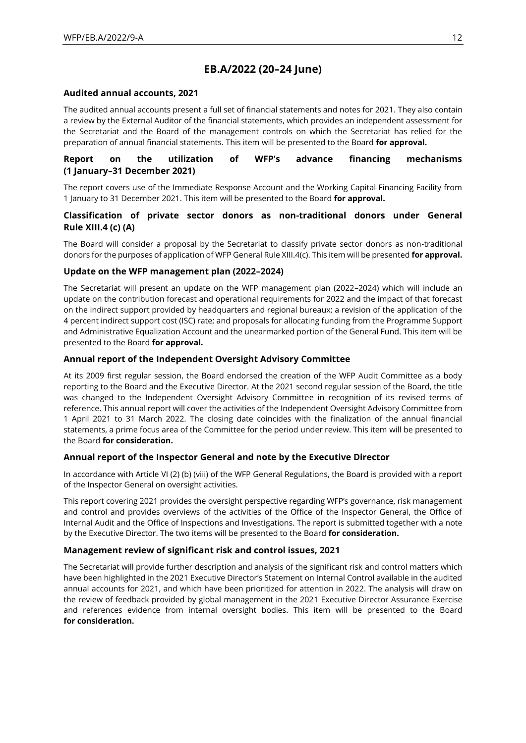# EB.A/2022 (20–24 June)

## Audited annual accounts, 2021

The audited annual accounts present a full set of financial statements and notes for 2021. They also contain a review by the External Auditor of the financial statements, which provides an independent assessment for the Secretariat and the Board of the management controls on which the Secretariat has relied for the preparation of annual financial statements. This item will be presented to the Board **for approval.**

## Report on the utilization of WFP's advance financing mechanisms (1 January–31 December 2021)

The report covers use of the Immediate Response Account and the Working Capital Financing Facility from 1 January to 31 December 2021. This item will be presented to the Board **for approval.**

## Classification of private sector donors as non-traditional donors under General Rule XIII.4 (c) (A)

The Board will consider a proposal by the Secretariat to classify private sector donors as non-traditional donors for the purposes of application of WFP General Rule XIII.4(c). This item will be presented **for approval.**

## Update on the WFP management plan (2022–2024)

The Secretariat will present an update on the WFP management plan (2022–2024) which will include an update on the contribution forecast and operational requirements for 2022 and the impact of that forecast on the indirect support provided by headquarters and regional bureaux; a revision of the application of the 4 percent indirect support cost (ISC) rate; and proposals for allocating funding from the Programme Support and Administrative Equalization Account and the unearmarked portion of the General Fund. This item will be presented to the Board **for approval.**

## Annual report of the Independent Oversight Advisory Committee

At its 2009 first regular session, the Board endorsed the creation of the WFP Audit Committee as a body reporting to the Board and the Executive Director. At the 2021 second regular session of the Board, the title was changed to the Independent Oversight Advisory Committee in recognition of its revised terms of reference. This annual report will cover the activities of the Independent Oversight Advisory Committee from 1 April 2021 to 31 March 2022. The closing date coincides with the finalization of the annual financial statements, a prime focus area of the Committee for the period under review. This item will be presented to the Board **for consideration.**

## Annual report of the Inspector General and note by the Executive Director

In accordance with Article VI (2) (b) (viii) of the WFP General Regulations, the Board is provided with a report of the Inspector General on oversight activities.

This report covering 2021 provides the oversight perspective regarding WFP's governance, risk management and control and provides overviews of the activities of the Office of the Inspector General, the Office of Internal Audit and the Office of Inspections and Investigations. The report is submitted together with a note by the Executive Director. The two items will be presented to the Board **for consideration.**

## Management review of significant risk and control issues, 2021

The Secretariat will provide further description and analysis of the significant risk and control matters which have been highlighted in the 2021 Executive Director's Statement on Internal Control available in the audited annual accounts for 2021, and which have been prioritized for attention in 2022. The analysis will draw on the review of feedback provided by global management in the 2021 Executive Director Assurance Exercise and references evidence from internal oversight bodies. This item will be presented to the Board **for consideration.**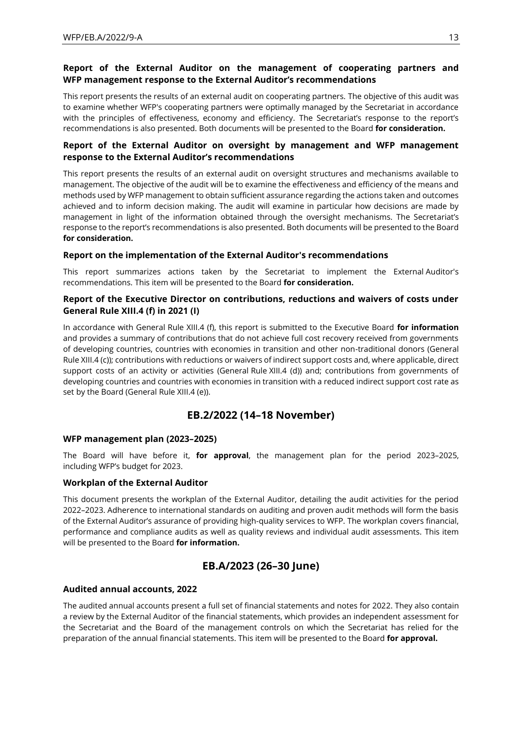### Report of the External Auditor on the management of cooperating partners and WFP management response to the External Auditor's recommendations

This report presents the results of an external audit on cooperating partners. The objective of this audit was to examine whether WFP's cooperating partners were optimally managed by the Secretariat in accordance with the principles of effectiveness, economy and efficiency. The Secretariat's response to the report's recommendations is also presented. Both documents will be presented to the Board **for consideration.**

### Report of the External Auditor on oversight by management and WFP management response to the External Auditor's recommendations

This report presents the results of an external audit on oversight structures and mechanisms available to management. The objective of the audit will be to examine the effectiveness and efficiency of the means and methods used by WFP management to obtain sufficient assurance regarding the actions taken and outcomes achieved and to inform decision making. The audit will examine in particular how decisions are made by management in light of the information obtained through the oversight mechanisms. The Secretariat's response to the report's recommendations is also presented. Both documents will be presented to the Board **for consideration.**

### Report on the implementation of the External Auditor's recommendations

This report summarizes actions taken by the Secretariat to implement the External Auditor's recommendations. This item will be presented to the Board **for consideration.**

### Report of the Executive Director on contributions, reductions and waivers of costs under General Rule XIII.4 (f) in 2021 (I)

In accordance with General Rule XIII.4 (f), this report is submitted to the Executive Board **for information** and provides a summary of contributions that do not achieve full cost recovery received from governments of developing countries, countries with economies in transition and other non-traditional donors (General Rule XIII.4 (c)); contributions with reductions or waivers of indirect support costs and, where applicable, direct support costs of an activity or activities (General Rule XIII.4 (d)) and; contributions from governments of developing countries and countries with economies in transition with a reduced indirect support cost rate as set by the Board (General Rule XIII.4 (e)).

## EB.2/2022 (14–18 November)

### WFP management plan (2023–2025)

The Board will have before it, **for approval**, the management plan for the period 2023–2025, including WFP's budget for 2023.

### Workplan of the External Auditor

This document presents the workplan of the External Auditor, detailing the audit activities for the period 2022–2023. Adherence to international standards on auditing and proven audit methods will form the basis of the External Auditor's assurance of providing high-quality services to WFP. The workplan covers financial, performance and compliance audits as well as quality reviews and individual audit assessments. This item will be presented to the Board **for information.**

## EB.A/2023 (26–30 June)

### Audited annual accounts, 2022

The audited annual accounts present a full set of financial statements and notes for 2022. They also contain a review by the External Auditor of the financial statements, which provides an independent assessment for the Secretariat and the Board of the management controls on which the Secretariat has relied for the preparation of the annual financial statements. This item will be presented to the Board **for approval.**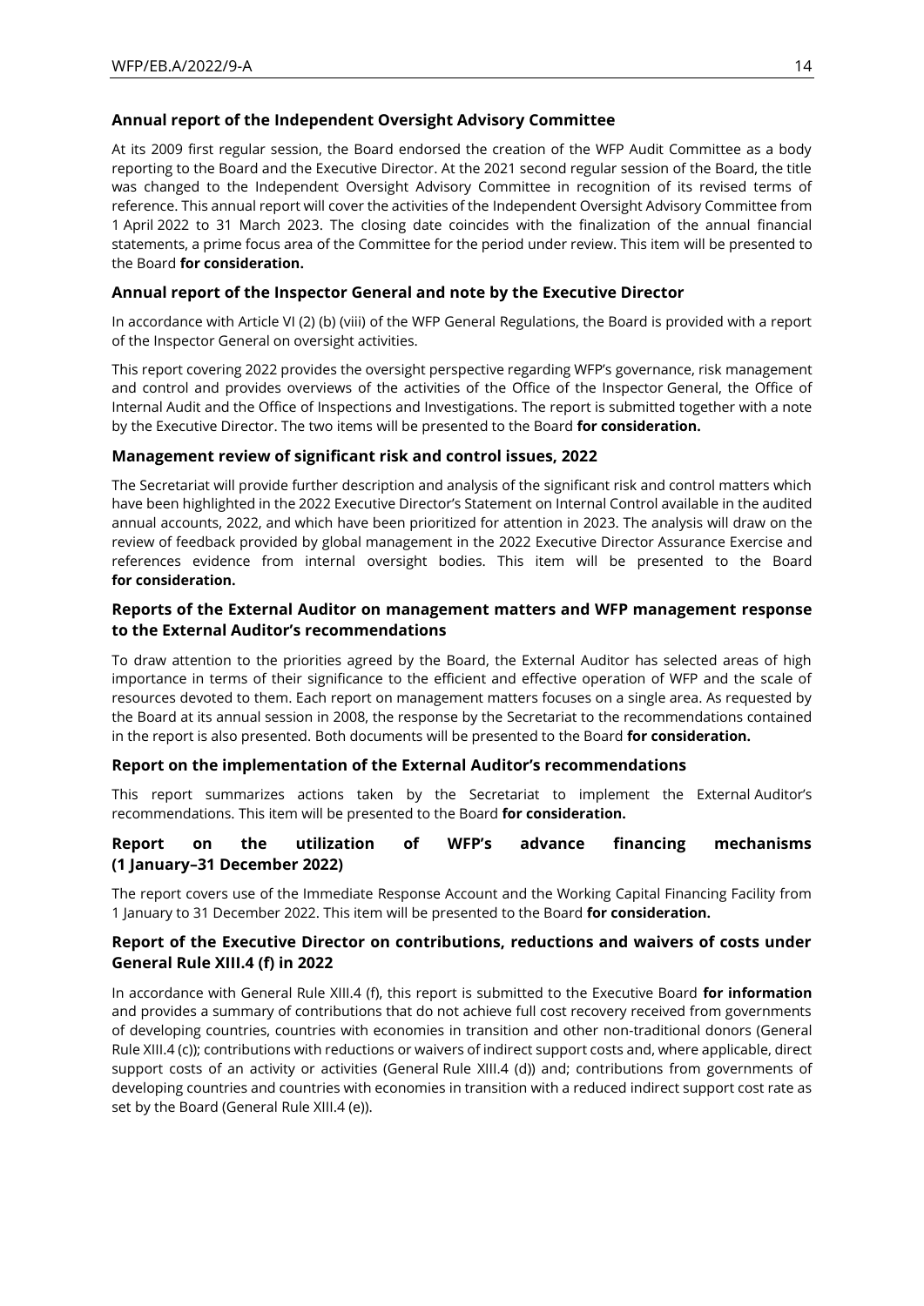### Annual report of the Independent Oversight Advisory Committee

At its 2009 first regular session, the Board endorsed the creation of the WFP Audit Committee as a body reporting to the Board and the Executive Director. At the 2021 second regular session of the Board, the title was changed to the Independent Oversight Advisory Committee in recognition of its revised terms of reference. This annual report will cover the activities of the Independent Oversight Advisory Committee from 1 April 2022 to 31 March 2023. The closing date coincides with the finalization of the annual financial statements, a prime focus area of the Committee for the period under review. This item will be presented to the Board **for consideration.**

### Annual report of the Inspector General and note by the Executive Director

In accordance with Article VI (2) (b) (viii) of the WFP General Regulations, the Board is provided with a report of the Inspector General on oversight activities.

This report covering 2022 provides the oversight perspective regarding WFP's governance, risk management and control and provides overviews of the activities of the Office of the Inspector General, the Office of Internal Audit and the Office of Inspections and Investigations. The report is submitted together with a note by the Executive Director. The two items will be presented to the Board **for consideration.**

### Management review of significant risk and control issues, 2022

The Secretariat will provide further description and analysis of the significant risk and control matters which have been highlighted in the 2022 Executive Director's Statement on Internal Control available in the audited annual accounts, 2022, and which have been prioritized for attention in 2023. The analysis will draw on the review of feedback provided by global management in the 2022 Executive Director Assurance Exercise and references evidence from internal oversight bodies. This item will be presented to the Board **for consideration.**

### Reports of the External Auditor on management matters and WFP management response to the External Auditor's recommendations

To draw attention to the priorities agreed by the Board, the External Auditor has selected areas of high importance in terms of their significance to the efficient and effective operation of WFP and the scale of resources devoted to them. Each report on management matters focuses on a single area. As requested by the Board at its annual session in 2008, the response by the Secretariat to the recommendations contained in the report is also presented. Both documents will be presented to the Board **for consideration.**

### Report on the implementation of the External Auditor's recommendations

This report summarizes actions taken by the Secretariat to implement the External Auditor's recommendations. This item will be presented to the Board **for consideration.**

### Report on the utilization of WFP's advance financing mechanisms (1 January–31 December 2022)

The report covers use of the Immediate Response Account and the Working Capital Financing Facility from 1 January to 31 December 2022. This item will be presented to the Board **for consideration.**

### Report of the Executive Director on contributions, reductions and waivers of costs under General Rule XIII.4 (f) in 2022

In accordance with General Rule XIII.4 (f), this report is submitted to the Executive Board **for information** and provides a summary of contributions that do not achieve full cost recovery received from governments of developing countries, countries with economies in transition and other non-traditional donors (General Rule XIII.4 (c)); contributions with reductions or waivers of indirect support costs and, where applicable, direct support costs of an activity or activities (General Rule XIII.4 (d)) and; contributions from governments of developing countries and countries with economies in transition with a reduced indirect support cost rate as set by the Board (General Rule XIII.4 (e)).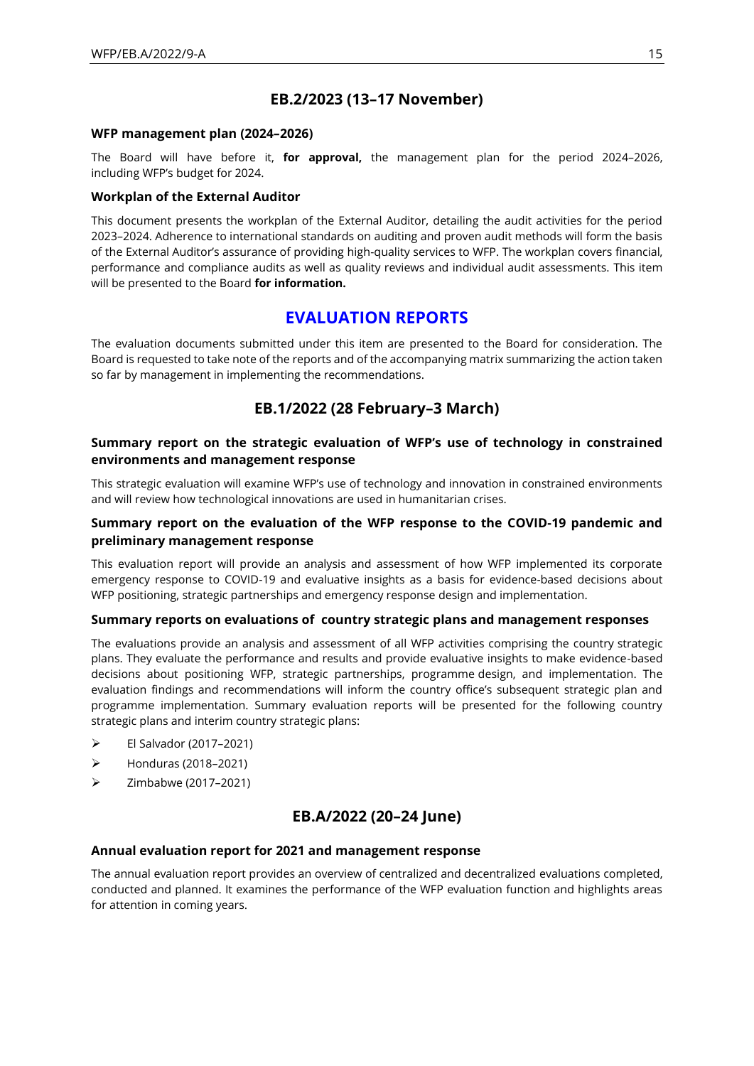## EB.2/2023 (13–17 November)

### WFP management plan (2024–2026)

The Board will have before it, **for approval,** the management plan for the period 2024–2026, including WFP's budget for 2024.

### Workplan of the External Auditor

This document presents the workplan of the External Auditor, detailing the audit activities for the period 2023–2024. Adherence to international standards on auditing and proven audit methods will form the basis of the External Auditor's assurance of providing high-quality services to WFP. The workplan covers financial, performance and compliance audits as well as quality reviews and individual audit assessments. This item will be presented to the Board **for information.**

# EVALUATION REPORTS

The evaluation documents submitted under this item are presented to the Board for consideration. The Board is requested to take note of the reports and of the accompanying matrix summarizing the action taken so far by management in implementing the recommendations.

## EB.1/2022 (28 February–3 March)

### Summary report on the strategic evaluation of WFP's use of technology in constrained environments and management response

This strategic evaluation will examine WFP's use of technology and innovation in constrained environments and will review how technological innovations are used in humanitarian crises.

### Summary report on the evaluation of the WFP response to the COVID-19 pandemic and preliminary management response

This evaluation report will provide an analysis and assessment of how WFP implemented its corporate emergency response to COVID-19 and evaluative insights as a basis for evidence-based decisions about WFP positioning, strategic partnerships and emergency response design and implementation.

### Summary reports on evaluations of country strategic plans and management responses

The evaluations provide an analysis and assessment of all WFP activities comprising the country strategic plans. They evaluate the performance and results and provide evaluative insights to make evidence-based decisions about positioning WFP, strategic partnerships, programme design, and implementation. The evaluation findings and recommendations will inform the country office's subsequent strategic plan and programme implementation. Summary evaluation reports will be presented for the following country strategic plans and interim country strategic plans:

- El Salvador (2017–2021)
- Honduras (2018–2021)
- Zimbabwe (2017–2021)

## EB.A/2022 (20–24 June)

### Annual evaluation report for 2021 and management response

The annual evaluation report provides an overview of centralized and decentralized evaluations completed, conducted and planned. It examines the performance of the WFP evaluation function and highlights areas for attention in coming years.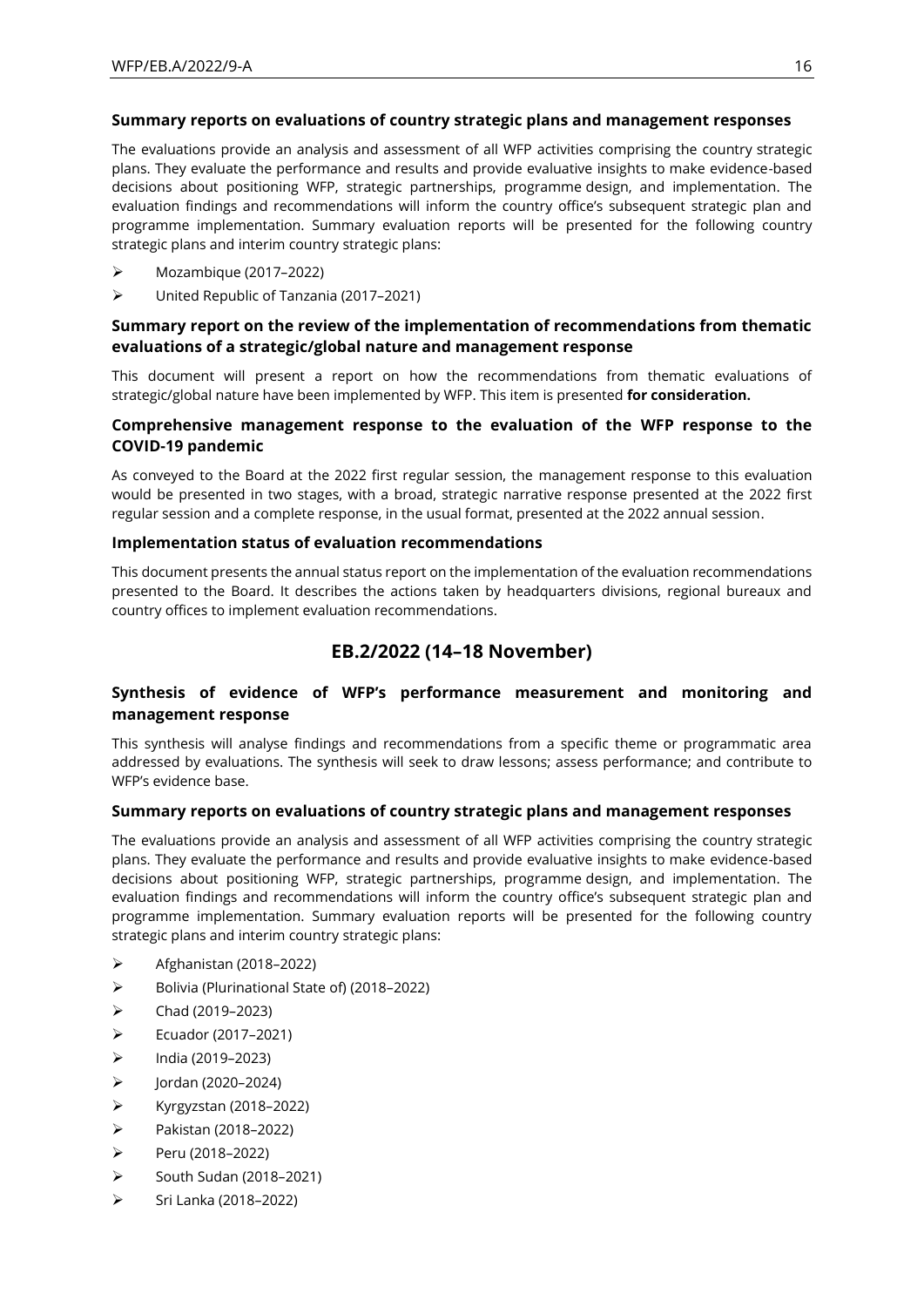**Summary reports on evaluations of country strategic plans and management responses**

The evaluations provide an analysis and assessment of all WFP activities comprising the country strategic plans. They evaluate the performance and results and provide evaluative insights to make evidence-based decisions about positioning WFP, strategic partnerships, programme design, and implementation. The evaluation findings and recommendations will inform the country office's subsequent strategic plan and programme implementation. Summary evaluation reports will be presented for the following country strategic plans and interim country strategic plans:

- Mozambique (2017–2022)
- United Republic of Tanzania (2017–2021)

**Summary report on the review of the implementation of recommendations from thematic evaluations of a strategic/global nature and management response**

This document will present a report on how the recommendations from thematic evaluations of strategic/global nature have been implemented by WFP. This item is presented **for consideration.**

**Comprehensive management response to the evaluation of the WFP response to the COVID-19 pandemic**

As conveyed to the Board at the 2022 first regular session, the management response to this evaluation would be presented in two stages, with a broad, strategic narrative response presented at the 2022 first regular session and a complete response, in the usual format, presented at the 2022 annual session.

**Implementation status of evaluation recommendations**

This document presents the annual status report on the implementation of the evaluation recommendations presented to the Board. It describes the actions taken by headquarters divisions, regional bureaux and country offices to implement evaluation recommendations.

## EB.2/2022 (14–18 November)

**Synthesis of evidence of WFP's performance measurement and monitoring and management response**

This synthesis will analyse findings and recommendations from a specific theme or programmatic area addressed by evaluations. The synthesis will seek to draw lessons; assess performance; and contribute to WFP's evidence base.

**Summary reports on evaluations of country strategic plans and management responses**

The evaluations provide an analysis and assessment of all WFP activities comprising the country strategic plans. They evaluate the performance and results and provide evaluative insights to make evidence-based decisions about positioning WFP, strategic partnerships, programme design, and implementation. The evaluation findings and recommendations will inform the country office's subsequent strategic plan and programme implementation. Summary evaluation reports will be presented for the following country strategic plans and interim country strategic plans:

- Afghanistan (2018–2022)
- Bolivia (Plurinational State of) (2018–2022)
- Chad (2019–2023)
- Ecuador (2017–2021)
- India (2019–2023)
- Jordan (2020–2024)
- Kyrgyzstan (2018–2022)
- Pakistan (2018–2022)
- Peru (2018–2022)
- South Sudan (2018–2021)
- Sri Lanka (2018–2022)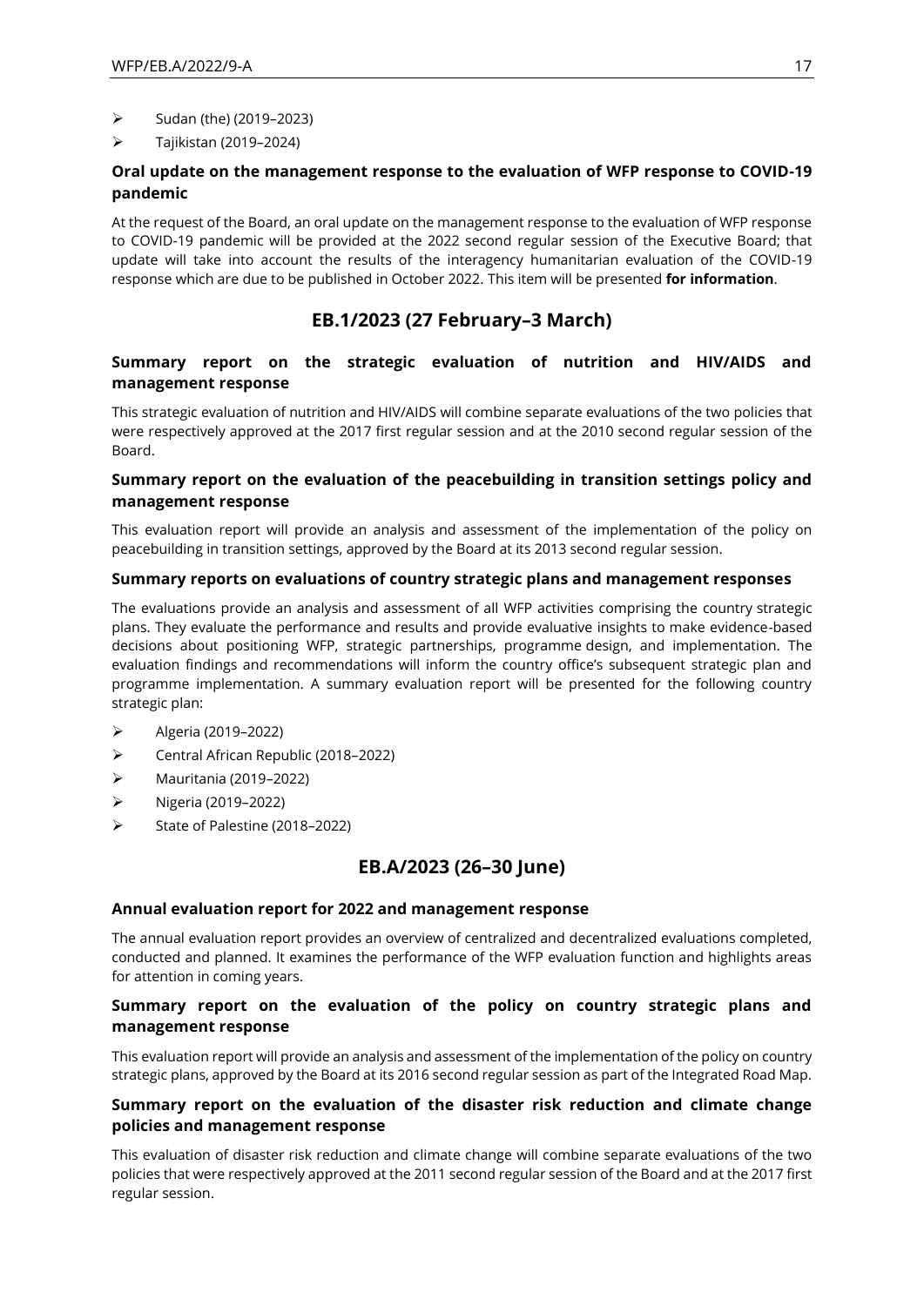- Sudan (the) (2019–2023)
- Tajikistan (2019–2024)

### Oral update on the management response to the evaluation of WFP response to COVID-19 pandemic

At the request of the Board, an oral update on the management response to the evaluation of WFP response to COVID-19 pandemic will be provided at the 2022 second regular session of the Executive Board; that update will take into account the results of the interagency humanitarian evaluation of the COVID-19 response which are due to be published in October 2022. This item will be presented **for information**.

## EB.1/2023 (27 February–3 March)

### Summary report on the strategic evaluation of nutrition and HIV/AIDS and management response

This strategic evaluation of nutrition and HIV/AIDS will combine separate evaluations of the two policies that were respectively approved at the 2017 first regular session and at the 2010 second regular session of the Board.

### Summary report on the evaluation of the peacebuilding in transition settings policy and management response

This evaluation report will provide an analysis and assessment of the implementation of the policy on peacebuilding in transition settings, approved by the Board at its 2013 second regular session.

### Summary reports on evaluations of country strategic plans and management responses

The evaluations provide an analysis and assessment of all WFP activities comprising the country strategic plans. They evaluate the performance and results and provide evaluative insights to make evidence-based decisions about positioning WFP, strategic partnerships, programme design, and implementation. The evaluation findings and recommendations will inform the country office's subsequent strategic plan and programme implementation. A summary evaluation report will be presented for the following country strategic plan:

- Algeria (2019–2022)
- Central African Republic (2018–2022)
- Mauritania (2019–2022)
- Nigeria (2019–2022)
- State of Palestine (2018–2022)

## EB.A/2023 (26–30 June)

### Annual evaluation report for 2022 and management response

The annual evaluation report provides an overview of centralized and decentralized evaluations completed, conducted and planned. It examines the performance of the WFP evaluation function and highlights areas for attention in coming years.

### Summary report on the evaluation of the policy on country strategic plans and management response

This evaluation report will provide an analysis and assessment of the implementation of the policy on country strategic plans, approved by the Board at its 2016 second regular session as part of the Integrated Road Map.

### Summary report on the evaluation of the disaster risk reduction and climate change policies and management response

This evaluation of disaster risk reduction and climate change will combine separate evaluations of the two policies that were respectively approved at the 2011 second regular session of the Board and at the 2017 first regular session.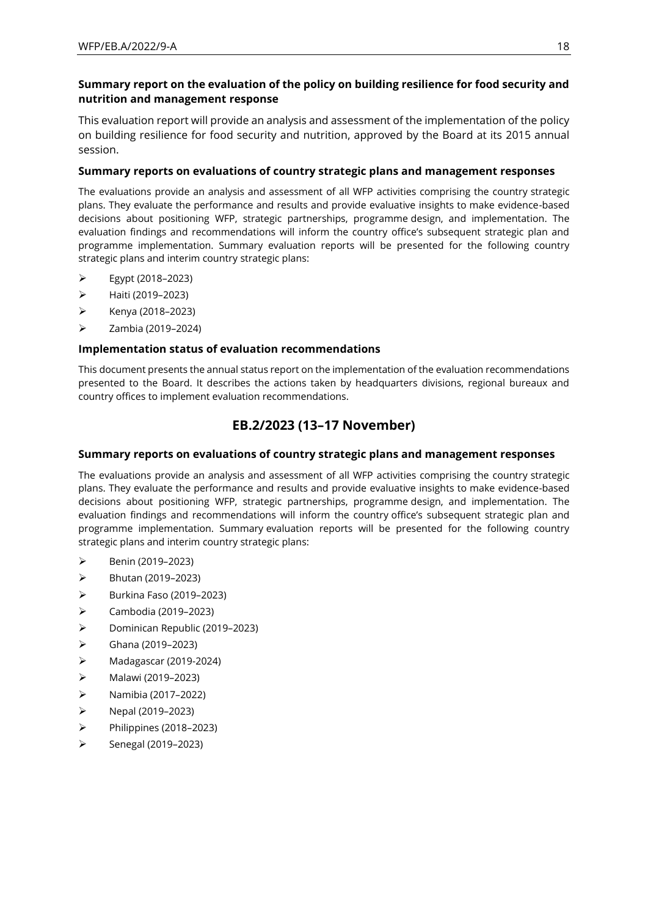**Summary report on the evaluation of the policy on building resilience for food security and nutrition and management response**

This evaluation report will provide an analysis and assessment of the implementation of the policy on building resilience for food security and nutrition, approved by the Board at its 2015 annual session.

**Summary reports on evaluations of country strategic plans and management responses**

The evaluations provide an analysis and assessment of all WFP activities comprising the country strategic plans. They evaluate the performance and results and provide evaluative insights to make evidence-based decisions about positioning WFP, strategic partnerships, programme design, and implementation. The evaluation findings and recommendations will inform the country office's subsequent strategic plan and programme implementation. Summary evaluation reports will be presented for the following country strategic plans and interim country strategic plans:

- Egypt (2018–2023)
- Haiti (2019–2023)
- Kenya (2018–2023)
- Zambia (2019–2024)

**Implementation status of evaluation recommendations**

This document presents the annual status report on the implementation of the evaluation recommendations presented to the Board. It describes the actions taken by headquarters divisions, regional bureaux and country offices to implement evaluation recommendations.

## EB.2/2023 (13–17 November)

**Summary reports on evaluations of country strategic plans and management responses**

The evaluations provide an analysis and assessment of all WFP activities comprising the country strategic plans. They evaluate the performance and results and provide evaluative insights to make evidence-based decisions about positioning WFP, strategic partnerships, programme design, and implementation. The evaluation findings and recommendations will inform the country office's subsequent strategic plan and programme implementation. Summary evaluation reports will be presented for the following country strategic plans and interim country strategic plans:

- Benin (2019–2023)
- Bhutan (2019–2023)
- Burkina Faso (2019–2023)
- Cambodia (2019–2023)
- Dominican Republic (2019–2023)
- Ghana (2019–2023)
- Madagascar (2019-2024)
- Malawi (2019–2023)
- Namibia (2017–2022)
- Nepal (2019–2023)
- Philippines (2018–2023)
- Senegal (2019–2023)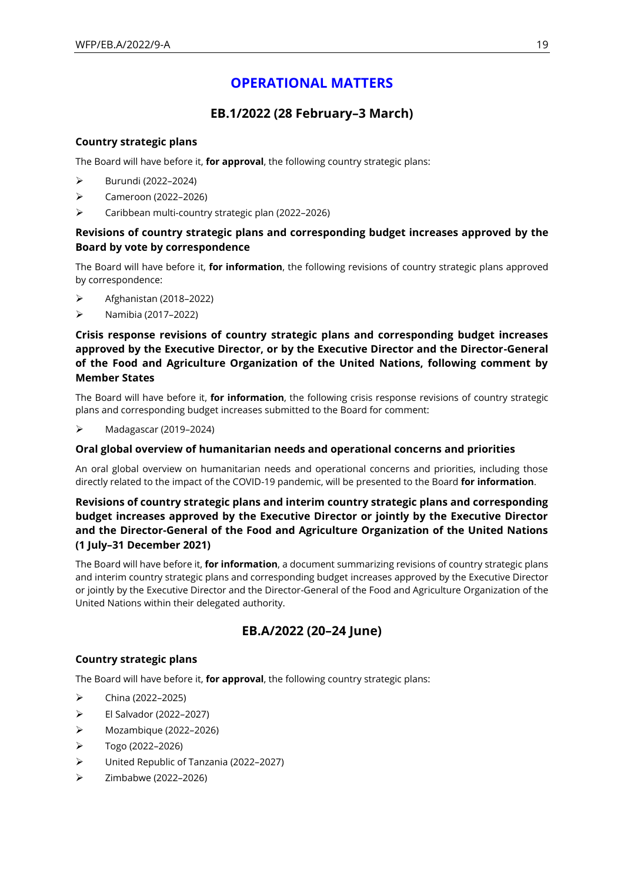# OPERATIONAL MATTERS

## EB.1/2022 (28 February–3 March)

### Country strategic plans

The Board will have before it, **for approval**, the following country strategic plans:

- Burundi (2022–2024)
- Cameroon (2022–2026)
- Caribbean multi-country strategic plan (2022–2026)

### Revisions of country strategic plans and corresponding budget increases approved by the Board by vote by correspondence

The Board will have before it, **for information**, the following revisions of country strategic plans approved by correspondence:

- Afghanistan (2018–2022)
- Namibia (2017–2022)

### Crisis response revisions of country strategic plans and corresponding budget increases approved by the Executive Director, or by the Executive Director and the Director-General of the Food and Agriculture Organization of the United Nations, following comment by Member States

The Board will have before it, **for information**, the following crisis response revisions of country strategic plans and corresponding budget increases submitted to the Board for comment:

- Madagascar (2019–2024)

### Oral global overview of humanitarian needs and operational concerns and priorities

An oral global overview on humanitarian needs and operational concerns and priorities, including those directly related to the impact of the COVID-19 pandemic, will be presented to the Board **for information**.

### Revisions of country strategic plans and interim country strategic plans and corresponding budget increases approved by the Executive Director or jointly by the Executive Director and the Director-General of the Food and Agriculture Organization of the United Nations (1 July–31 December 2021)

The Board will have before it, **for information**, a document summarizing revisions of country strategic plans and interim country strategic plans and corresponding budget increases approved by the Executive Director or jointly by the Executive Director and the Director-General of the Food and Agriculture Organization of the United Nations within their delegated authority.

## EB.A/2022 (20–24 June)

### Country strategic plans

The Board will have before it, **for approval**, the following country strategic plans:

- China (2022–2025)
- El Salvador (2022–2027)
- Mozambique (2022–2026)
- Togo (2022–2026)
- United Republic of Tanzania (2022–2027)
- Zimbabwe (2022–2026)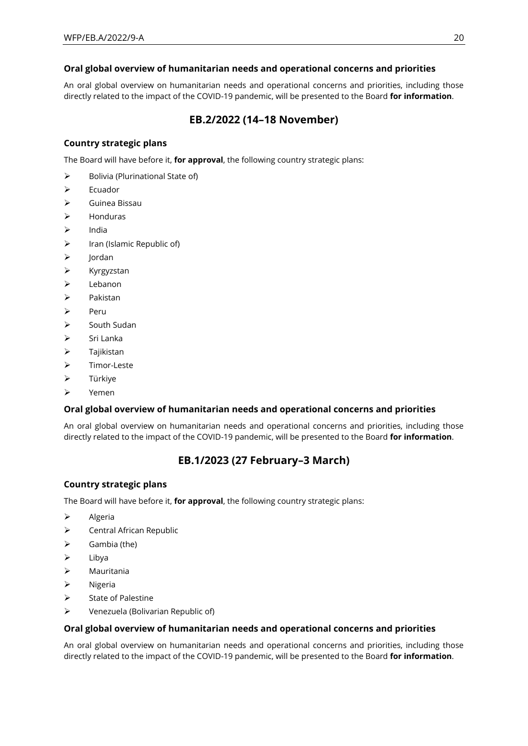### Oral global overview of humanitarian needs and operational concerns and priorities

An oral global overview on humanitarian needs and operational concerns and priorities, including those directly related to the impact of the COVID-19 pandemic, will be presented to the Board **for information**.

## EB.2/2022 (14–18 November)

### Country strategic plans

The Board will have before it, **for approval**, the following country strategic plans:

- Bolivia (Plurinational State of)
- Ecuador
- Guinea Bissau
- Honduras
- India
- Iran (Islamic Republic of)
- Jordan
- Kyrgyzstan
- Lebanon
- Pakistan
- Peru
- South Sudan
- Sri Lanka
- Tajikistan
- Timor-Leste
- Türkiye
- Yemen

### Oral global overview of humanitarian needs and operational concerns and priorities

An oral global overview on humanitarian needs and operational concerns and priorities, including those directly related to the impact of the COVID-19 pandemic, will be presented to the Board **for information**.

## EB.1/2023 (27 February–3 March)

### Country strategic plans

The Board will have before it, **for approval**, the following country strategic plans:

- Algeria
- Central African Republic
- Gambia (the)
- Libya
- Mauritania
- Nigeria
- State of Palestine
- Venezuela (Bolivarian Republic of)

### Oral global overview of humanitarian needs and operational concerns and priorities

An oral global overview on humanitarian needs and operational concerns and priorities, including those directly related to the impact of the COVID-19 pandemic, will be presented to the Board **for information**.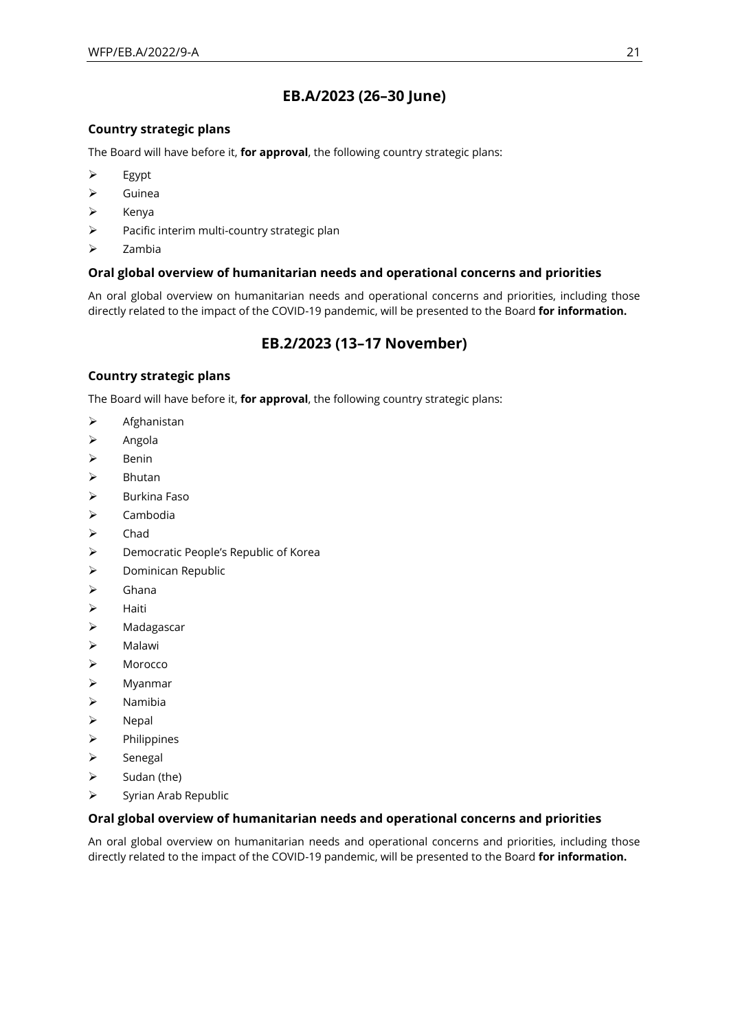## EB.A/2023 (26–30 June)

### Country strategic plans

The Board will have before it, **for approval**, the following country strategic plans:

- Egypt
- Guinea
- Kenya
- Pacific interim multi-country strategic plan
- Zambia

### Oral global overview of humanitarian needs and operational concerns and priorities

An oral global overview on humanitarian needs and operational concerns and priorities, including those directly related to the impact of the COVID-19 pandemic, will be presented to the Board **for information.**

## EB.2/2023 (13–17 November)

### Country strategic plans

The Board will have before it, **for approval**, the following country strategic plans:

- Afghanistan
- Angola
- Benin
- Bhutan
- Burkina Faso
- Cambodia
- Chad
- Democratic People's Republic of Korea
- Dominican Republic
- Ghana
- Haiti
- Madagascar
- Malawi
- Morocco
- Myanmar
- Namibia
- Nepal
- Philippines
- Senegal
- Sudan (the)
- Syrian Arab Republic

### Oral global overview of humanitarian needs and operational concerns and priorities

An oral global overview on humanitarian needs and operational concerns and priorities, including those directly related to the impact of the COVID-19 pandemic, will be presented to the Board **for information.**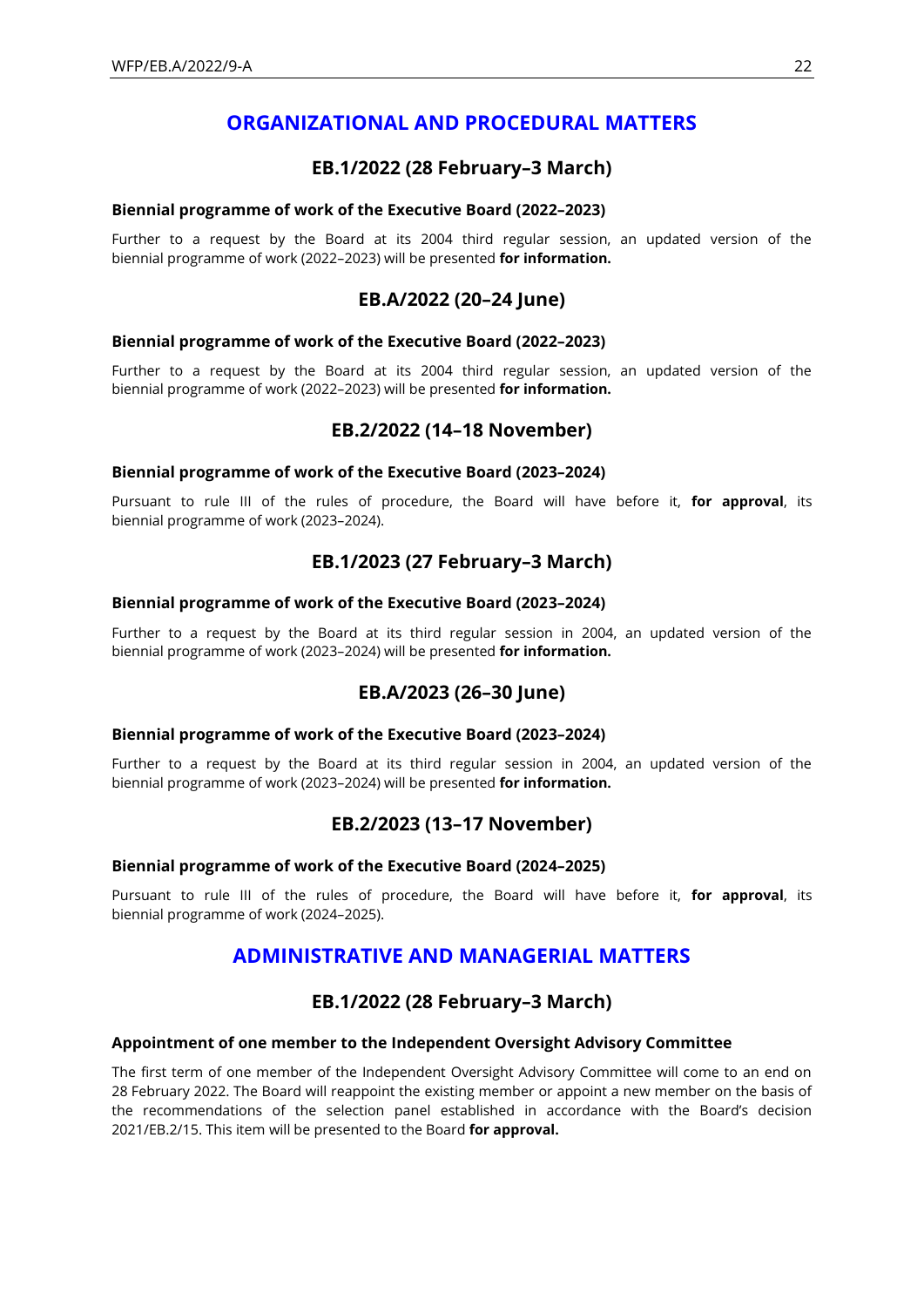## ORGANIZATIONAL AND PROCEDURAL MATTERS

### EB.1/2022 (28 February–3 March)

**Biennial programme of work of the Executive Board (2022–2023)**

Further to a request by the Board at its 2004 third regular session, an updated version of the biennial programme of work (2022–2023) will be presented **for information.**

### EB.A/2022 (20–24 June)

**Biennial programme of work of the Executive Board (2022–2023)**

Further to a request by the Board at its 2004 third regular session, an updated version of the biennial programme of work (2022–2023) will be presented **for information.**

### EB.2/2022 (14–18 November)

**Biennial programme of work of the Executive Board (2023–2024)**

Pursuant to rule III of the rules of procedure, the Board will have before it, **for approval**, its biennial programme of work (2023–2024).

### EB.1/2023 (27 February–3 March)

**Biennial programme of work of the Executive Board (2023–2024)**

Further to a request by the Board at its third regular session in 2004, an updated version of the biennial programme of work (2023–2024) will be presented **for information.**

### EB.A/2023 (26–30 June)

**Biennial programme of work of the Executive Board (2023–2024)**

Further to a request by the Board at its third regular session in 2004, an updated version of the biennial programme of work (2023–2024) will be presented **for information.**

### EB.2/2023 (13–17 November)

**Biennial programme of work of the Executive Board (2024–2025)**

Pursuant to rule III of the rules of procedure, the Board will have before it, **for approval**, its biennial programme of work (2024–2025).

## ADMINISTRATIVE AND MANAGERIAL MATTERS

### EB.1/2022 (28 February–3 March)

**Appointment of one member to the Independent Oversight Advisory Committee**

The first term of one member of the Independent Oversight Advisory Committee will come to an end on 28 February 2022. The Board will reappoint the existing member or appoint a new member on the basis of the recommendations of the selection panel established in accordance with the Board's decision 2021/EB.2/15. This item will be presented to the Board **for approval.**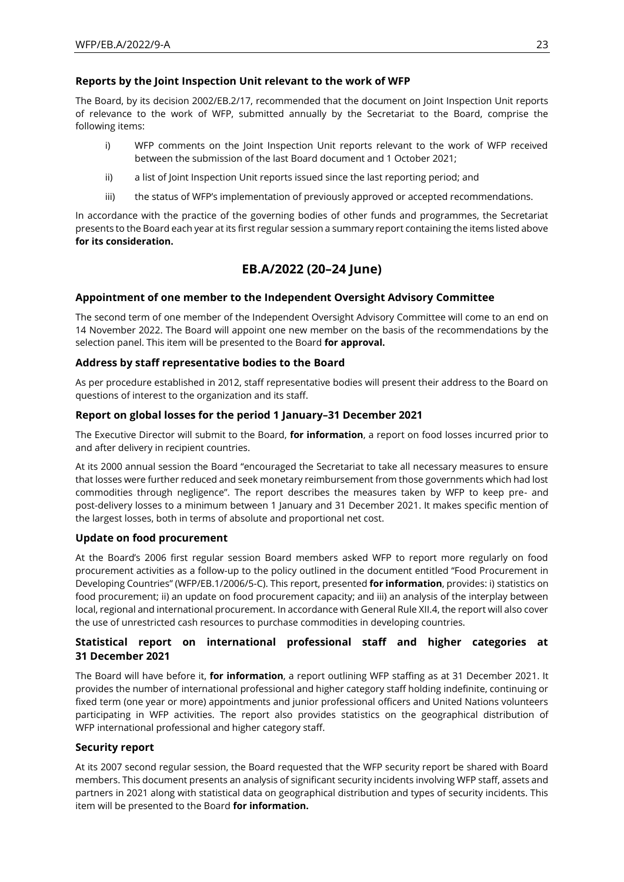### Reports by the Joint Inspection Unit relevant to the work of WFP

The Board, by its decision 2002/EB.2/17, recommended that the document on Joint Inspection Unit reports of relevance to the work of WFP, submitted annually by the Secretariat to the Board, comprise the following items:

i) WFP comments on the Joint Inspection Unit reports relevant to the work of WFP received between the submission of the last Board document and 1 October 2021;

ii) a list of Joint Inspection Unit reports issued since the last reporting period; and

iii) the status of WFP's implementation of previously approved or accepted recommendations.

In accordance with the practice of the governing bodies of other funds and programmes, the Secretariat presents to the Board each year at its first regular session a summary report containing the items listed above **for its consideration.**

## EB.A/2022 (20–24 June)

### Appointment of one member to the Independent Oversight Advisory Committee

The second term of one member of the Independent Oversight Advisory Committee will come to an end on 14 November 2022. The Board will appoint one new member on the basis of the recommendations by the selection panel. This item will be presented to the Board **for approval.**

### Address by staff representative bodies to the Board

As per procedure established in 2012, staff representative bodies will present their address to the Board on questions of interest to the organization and its staff.

### Report on global losses for the period 1 January–31 December 2021

The Executive Director will submit to the Board, **for information**, a report on food losses incurred prior to and after delivery in recipient countries.

At its 2000 annual session the Board "encouraged the Secretariat to take all necessary measures to ensure that losses were further reduced and seek monetary reimbursement from those governments which had lost commodities through negligence". The report describes the measures taken by WFP to keep pre- and post-delivery losses to a minimum between 1 January and 31 December 2021. It makes specific mention of the largest losses, both in terms of absolute and proportional net cost.

### Update on food procurement

At the Board's 2006 first regular session Board members asked WFP to report more regularly on food procurement activities as a follow-up to the policy outlined in the document entitled "Food Procurement in Developing Countries" (WFP/EB.1/2006/5-C). This report, presented **for information**, provides: i) statistics on food procurement; ii) an update on food procurement capacity; and iii) an analysis of the interplay between local, regional and international procurement. In accordance with General Rule XII.4, the report will also cover the use of unrestricted cash resources to purchase commodities in developing countries.

### Statistical report on international professional staff and higher categories at 31 December 2021

The Board will have before it, **for information**, a report outlining WFP staffing as at 31 December 2021. It provides the number of international professional and higher category staff holding indefinite, continuing or fixed term (one year or more) appointments and junior professional officers and United Nations volunteers participating in WFP activities. The report also provides statistics on the geographical distribution of WFP international professional and higher category staff.

### Security report

At its 2007 second regular session, the Board requested that the WFP security report be shared with Board members. This document presents an analysis of significant security incidents involving WFP staff, assets and partners in 2021 along with statistical data on geographical distribution and types of security incidents. This item will be presented to the Board **for information.**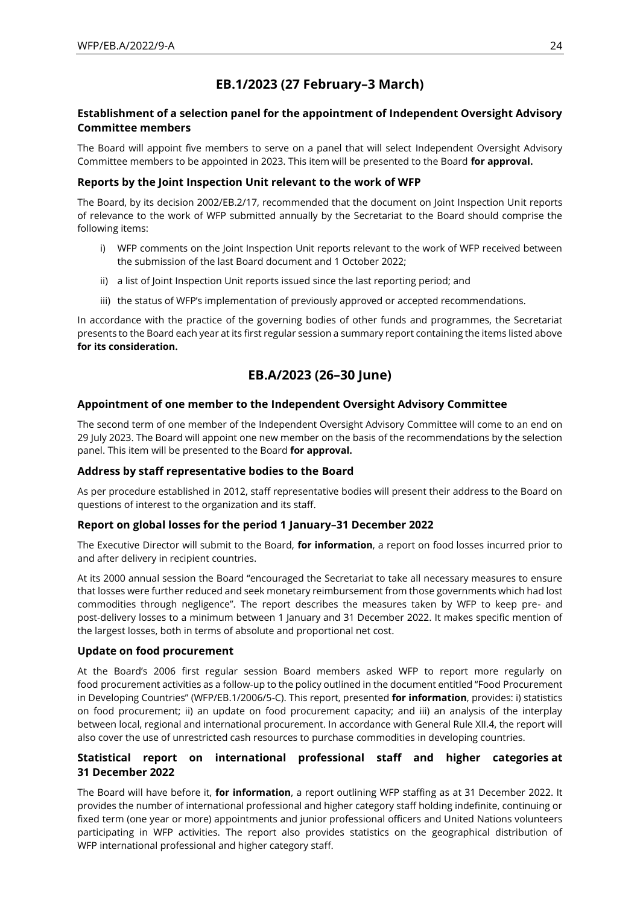## EB.1/2023 (27 February–3 March)

### Establishment of a selection panel for the appointment of Independent Oversight Advisory Committee members

The Board will appoint five members to serve on a panel that will select Independent Oversight Advisory Committee members to be appointed in 2023. This item will be presented to the Board **for approval.**

### Reports by the Joint Inspection Unit relevant to the work of WFP

The Board, by its decision 2002/EB.2/17, recommended that the document on Joint Inspection Unit reports of relevance to the work of WFP submitted annually by the Secretariat to the Board should comprise the following items:

i) WFP comments on the Joint Inspection Unit reports relevant to the work of WFP received between the submission of the last Board document and 1 October 2022;

ii) a list of Joint Inspection Unit reports issued since the last reporting period; and

iii) the status of WFP's implementation of previously approved or accepted recommendations.

In accordance with the practice of the governing bodies of other funds and programmes, the Secretariat presents to the Board each year at its first regular session a summary report containing the items listed above **for its consideration.**

## EB.A/2023 (26–30 June)

### Appointment of one member to the Independent Oversight Advisory Committee

The second term of one member of the Independent Oversight Advisory Committee will come to an end on 29 July 2023. The Board will appoint one new member on the basis of the recommendations by the selection panel. This item will be presented to the Board **for approval.**

### Address by staff representative bodies to the Board

As per procedure established in 2012, staff representative bodies will present their address to the Board on questions of interest to the organization and its staff.

### Report on global losses for the period 1 January–31 December 2022

The Executive Director will submit to the Board, **for information**, a report on food losses incurred prior to and after delivery in recipient countries.

At its 2000 annual session the Board "encouraged the Secretariat to take all necessary measures to ensure that losses were further reduced and seek monetary reimbursement from those governments which had lost commodities through negligence". The report describes the measures taken by WFP to keep pre- and post-delivery losses to a minimum between 1 January and 31 December 2022. It makes specific mention of the largest losses, both in terms of absolute and proportional net cost.

### Update on food procurement

At the Board's 2006 first regular session Board members asked WFP to report more regularly on food procurement activities as a follow-up to the policy outlined in the document entitled "Food Procurement in Developing Countries" (WFP/EB.1/2006/5-C). This report, presented **for information**, provides: i) statistics on food procurement; ii) an update on food procurement capacity; and iii) an analysis of the interplay between local, regional and international procurement. In accordance with General Rule XII.4, the report will also cover the use of unrestricted cash resources to purchase commodities in developing countries.

### Statistical report on international professional staff and higher categories at 31 December 2022

The Board will have before it, **for information**, a report outlining WFP staffing as at 31 December 2022. It provides the number of international professional and higher category staff holding indefinite, continuing or fixed term (one year or more) appointments and junior professional officers and United Nations volunteers participating in WFP activities. The report also provides statistics on the geographical distribution of WFP international professional and higher category staff.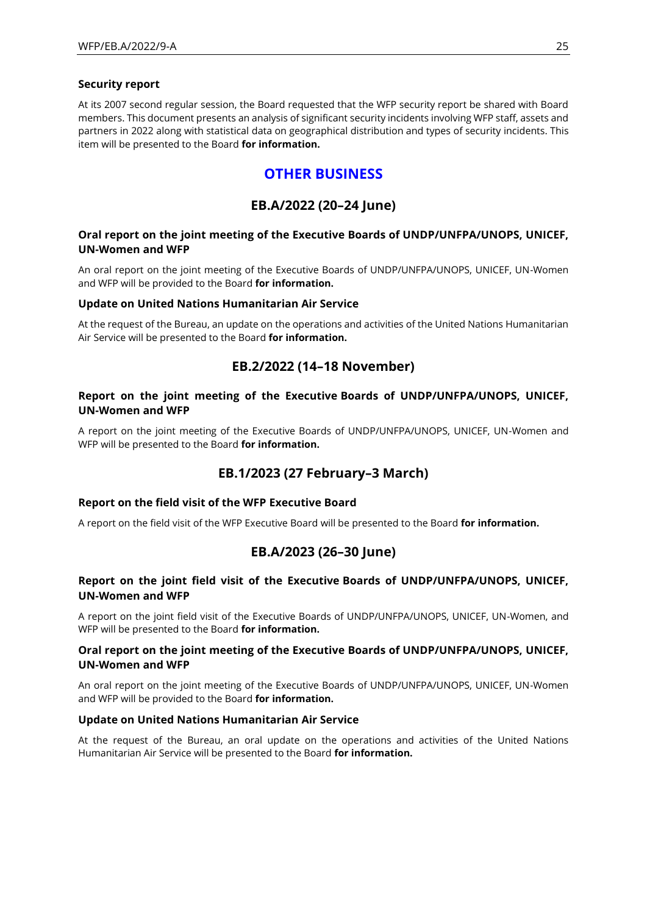### Security report

At its 2007 second regular session, the Board requested that the WFP security report be shared with Board members. This document presents an analysis of significant security incidents involving WFP staff, assets and partners in 2022 along with statistical data on geographical distribution and types of security incidents. This item will be presented to the Board **for information.**

# OTHER BUSINESS

## EB.A/2022 (20–24 June)

### Oral report on the joint meeting of the Executive Boards of UNDP/UNFPA/UNOPS, UNICEF, UN-Women and WFP

An oral report on the joint meeting of the Executive Boards of UNDP/UNFPA/UNOPS, UNICEF, UN-Women and WFP will be provided to the Board **for information.**

### Update on United Nations Humanitarian Air Service

At the request of the Bureau, an update on the operations and activities of the United Nations Humanitarian Air Service will be presented to the Board **for information.**

## EB.2/2022 (14–18 November)

### Report on the joint meeting of the Executive Boards of UNDP/UNFPA/UNOPS, UNICEF, UN-Women and WFP

A report on the joint meeting of the Executive Boards of UNDP/UNFPA/UNOPS, UNICEF, UN-Women and WFP will be presented to the Board **for information.**

## EB.1/2023 (27 February–3 March)

### Report on the field visit of the WFP Executive Board

A report on the field visit of the WFP Executive Board will be presented to the Board **for information.**

## EB.A/2023 (26–30 June)

### Report on the joint field visit of the Executive Boards of UNDP/UNFPA/UNOPS, UNICEF, UN-Women and WFP

A report on the joint field visit of the Executive Boards of UNDP/UNFPA/UNOPS, UNICEF, UN-Women, and WFP will be presented to the Board **for information.**

### Oral report on the joint meeting of the Executive Boards of UNDP/UNFPA/UNOPS, UNICEF, UN-Women and WFP

An oral report on the joint meeting of the Executive Boards of UNDP/UNFPA/UNOPS, UNICEF, UN-Women and WFP will be provided to the Board **for information.**

### Update on United Nations Humanitarian Air Service

At the request of the Bureau, an oral update on the operations and activities of the United Nations Humanitarian Air Service will be presented to the Board **for information.**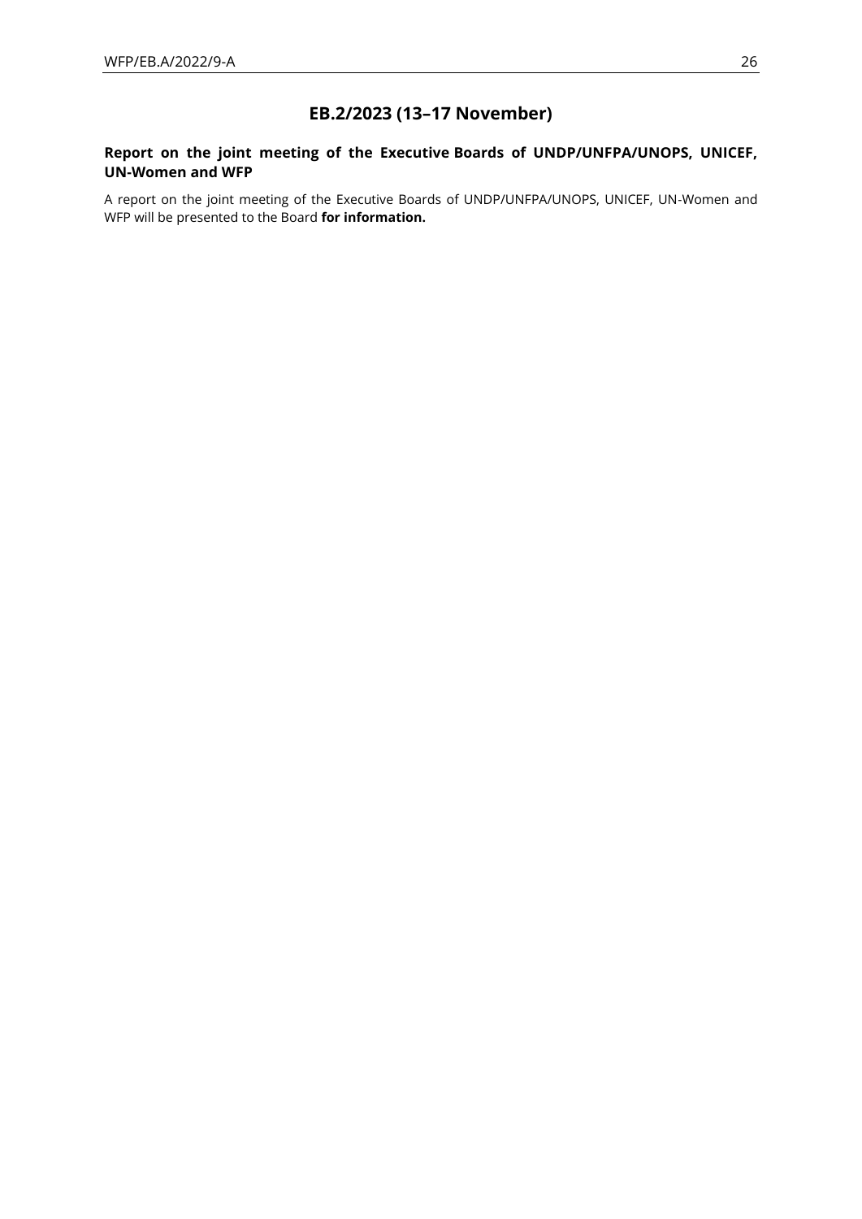## EB.2/2023 (13–17 November)

**Report on the joint meeting of the Executive Boards of UNDP/UNFPA/UNOPS, UNICEF, UN-Women and WFP**

A report on the joint meeting of the Executive Boards of UNDP/UNFPA/UNOPS, UNICEF, UN-Women and WFP will be presented to the Board **for information.**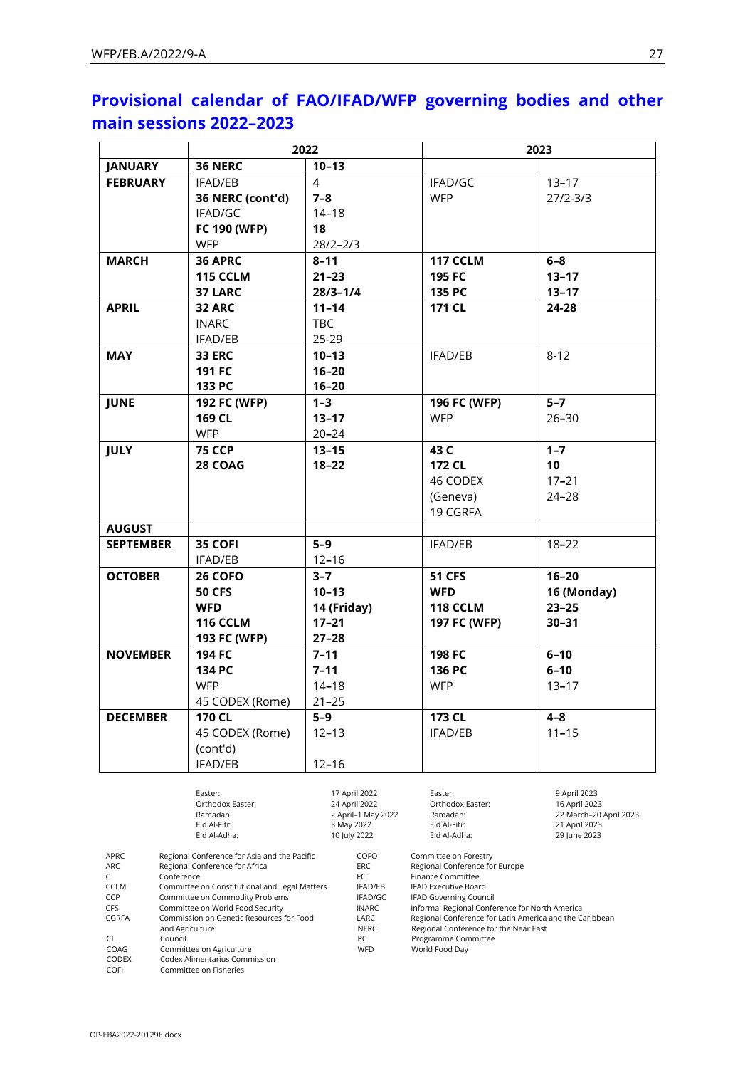## Provisional calendar of FAO/IFAD/WFP governing bodies and other main sessions 2022–2023

| | 2022 | | 2023 | |
|---|---|---|---|---|
| **JANUARY** | **36 NERC** | **10–13** | | |
| **FEBRUARY** | IFAD/EB<br>**36 NERC (cont'd)**<br>IFAD/GC<br>**FC 190 (WFP)**<br>WFP | 4<br>**7–8**<br>14–18<br>**18**<br>28/2–2/3 | IFAD/GC<br>WFP | 13–17<br>27/2-3/3 |
| **MARCH** | **36 APRC**<br>**115 CCLM**<br>**37 LARC** | **8–11**<br>**21–23**<br>**28/3–1/4** | **117 CCLM**<br>**195 FC**<br>**135 PC** | **6–8**<br>**13–17**<br>**13–17** |
| **APRIL** | **32 ARC**<br>INARC<br>IFAD/EB | **11–14**<br>TBC<br>25-29 | **171 CL** | **24-28** |
| **MAY** | **33 ERC**<br>**191 FC**<br>**133 PC** | **10–13**<br>**16–20**<br>**16–20** | IFAD/EB | 8-12 |
| **JUNE** | **192 FC (WFP)**<br>**169 CL**<br>WFP | **1–3**<br>**13–17**<br>20–24 | **196 FC (WFP)**<br>WFP | **5–7**<br>26–30 |
| **JULY** | **75 CCP**<br>**28 COAG** | **13–15**<br>**18–22** | **43 C**<br>**172 CL**<br>46 CODEX<br>(Geneva)<br>19 CGRFA | **1–7**<br>**10**<br>17–21<br>24–28 |
| **AUGUST** | | | | |
| **SEPTEMBER** | **35 COFI**<br>IFAD/EB | **5–9**<br>12–16 | IFAD/EB | 18–22 |
| **OCTOBER** | **26 COFO**<br>**50 CFS**<br>**WFD**<br>**116 CCLM**<br>**193 FC (WFP)** | **3–7**<br>**10–13**<br>**14 (Friday)**<br>**17–21**<br>**27–28** | **51 CFS**<br>**WFD**<br>**118 CCLM**<br>**197 FC (WFP)** | **16–20**<br>**16 (Monday)**<br>**23–25**<br>**30–31** |
| **NOVEMBER** | **194 FC**<br>**134 PC**<br>WFP<br>45 CODEX (Rome) | **7–11**<br>**7–11**<br>14–18<br>21–25 | **198 FC**<br>**136 PC**<br>WFP | **6–10**<br>**6–10**<br>13–17 |
| **DECEMBER** | **170 CL**<br>45 CODEX (Rome)<br>(cont'd)<br>IFAD/EB | **5–9**<br>12–13<br><br>12–16 | **173 CL**<br>IFAD/EB | **4–8**<br>11–15 |

| | | | |
|---|---|---|---|
| Easter: | 17 April 2022 | Easter: | 9 April 2023 |
| Orthodox Easter: | 24 April 2022 | Orthodox Easter: | 16 April 2023 |
| Ramadan: | 2 April–1 May 2022 | Ramadan: | 22 March–20 April 2023 |
| Eid Al-Fitr: | 3 May 2022 | Eid Al-Fitr: | 21 April 2023 |
| Eid Al-Adha: | 10 July 2022 | Eid Al-Adha: | 29 June 2023 |

| | | | |
|---|---|---|---|
| APRC | Regional Conference for Asia and the Pacific | COFO | Committee on Forestry |
| ARC | Regional Conference for Africa | ERC | Regional Conference for Europe |
| C | Conference | FC | Finance Committee |
| CCLM | Committee on Constitutional and Legal Matters | IFAD/EB | IFAD Executive Board |
| CCP | Committee on Commodity Problems | IFAD/GC | IFAD Governing Council |
| CFS | Committee on World Food Security | INARC | Informal Regional Conference for North America |
| CGRFA | Commission on Genetic Resources for Food and Agriculture | LARC | Regional Conference for Latin America and the Caribbean |
| CL | Council | NERC | Regional Conference for the Near East |
| COAG | Committee on Agriculture | PC | Programme Committee |
| CODEX | Codex Alimentarius Commission | WFD | World Food Day |
| COFI | Committee on Fisheries | | |

OP-EBA2022-20129E.docx